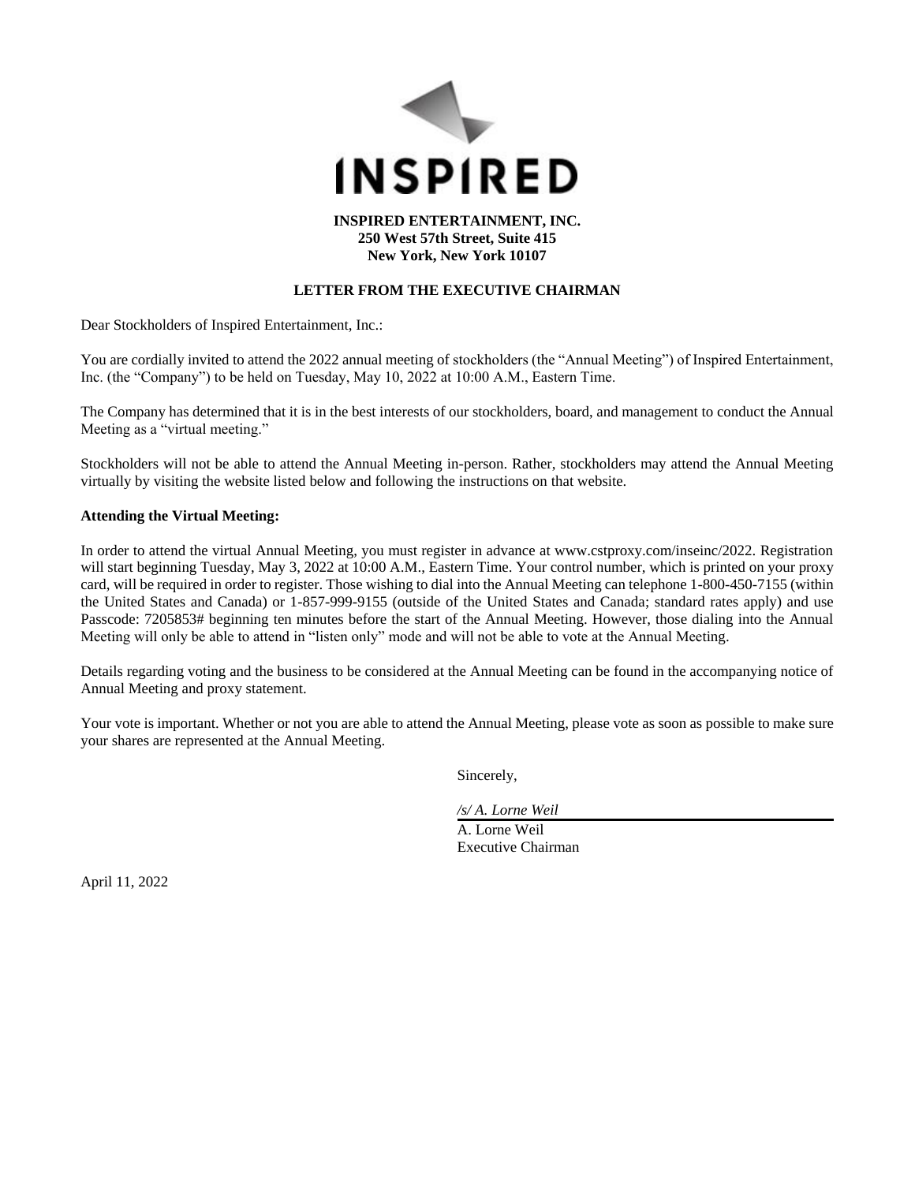INSPIRED

**INSPIRED ENTERTAINMENT, INC.**
**250 West 57th Street, Suite 415**
**New York, New York 10107**

**LETTER FROM THE EXECUTIVE CHAIRMAN**

Dear Stockholders of Inspired Entertainment, Inc.:

You are cordially invited to attend the 2022 annual meeting of stockholders (the "Annual Meeting") of Inspired Entertainment, Inc. (the "Company") to be held on Tuesday, May 10, 2022 at 10:00 A.M., Eastern Time.

The Company has determined that it is in the best interests of our stockholders, board, and management to conduct the Annual Meeting as a "virtual meeting."

Stockholders will not be able to attend the Annual Meeting in-person. Rather, stockholders may attend the Annual Meeting virtually by visiting the website listed below and following the instructions on that website.

**Attending the Virtual Meeting:**

In order to attend the virtual Annual Meeting, you must register in advance at www.cstproxy.com/inseinc/2022. Registration will start beginning Tuesday, May 3, 2022 at 10:00 A.M., Eastern Time. Your control number, which is printed on your proxy card, will be required in order to register. Those wishing to dial into the Annual Meeting can telephone 1-800-450-7155 (within the United States and Canada) or 1-857-999-9155 (outside of the United States and Canada; standard rates apply) and use Passcode: 7205853# beginning ten minutes before the start of the Annual Meeting. However, those dialing into the Annual Meeting will only be able to attend in "listen only" mode and will not be able to vote at the Annual Meeting.

Details regarding voting and the business to be considered at the Annual Meeting can be found in the accompanying notice of Annual Meeting and proxy statement.

Your vote is important. Whether or not you are able to attend the Annual Meeting, please vote as soon as possible to make sure your shares are represented at the Annual Meeting.

Sincerely,

*/s/ A. Lorne Weil*
A. Lorne Weil
Executive Chairman

April 11, 2022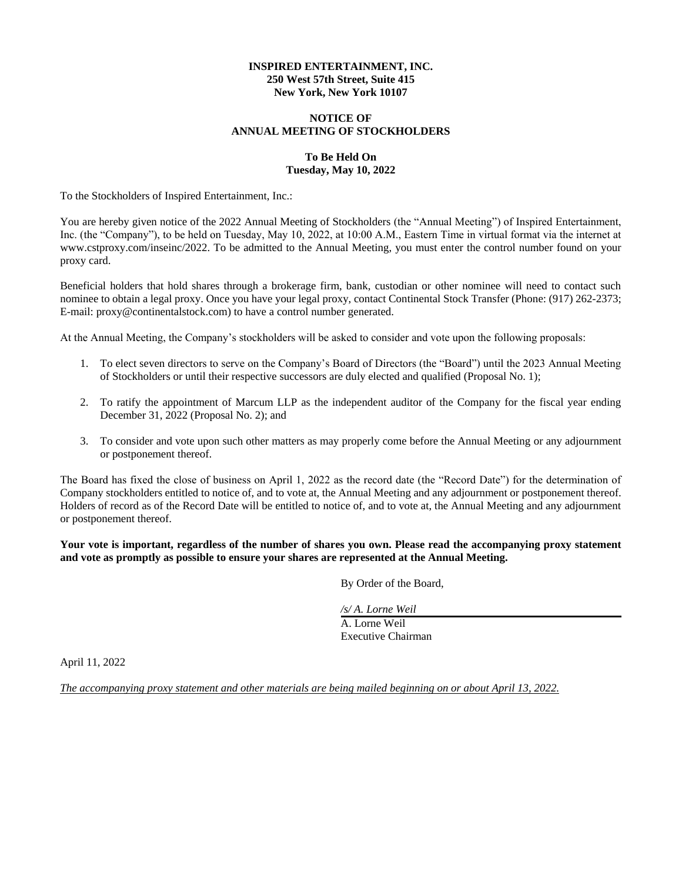**INSPIRED ENTERTAINMENT, INC.**
**250 West 57th Street, Suite 415**
**New York, New York 10107**

# NOTICE OF ANNUAL MEETING OF STOCKHOLDERS

**To Be Held On**
**Tuesday, May 10, 2022**

To the Stockholders of Inspired Entertainment, Inc.:

You are hereby given notice of the 2022 Annual Meeting of Stockholders (the "Annual Meeting") of Inspired Entertainment, Inc. (the "Company"), to be held on Tuesday, May 10, 2022, at 10:00 A.M., Eastern Time in virtual format via the internet at www.cstproxy.com/inseinc/2022. To be admitted to the Annual Meeting, you must enter the control number found on your proxy card.

Beneficial holders that hold shares through a brokerage firm, bank, custodian or other nominee will need to contact such nominee to obtain a legal proxy. Once you have your legal proxy, contact Continental Stock Transfer (Phone: (917) 262-2373; E-mail: proxy@continentalstock.com) to have a control number generated.

At the Annual Meeting, the Company's stockholders will be asked to consider and vote upon the following proposals:

1. To elect seven directors to serve on the Company's Board of Directors (the "Board") until the 2023 Annual Meeting of Stockholders or until their respective successors are duly elected and qualified (Proposal No. 1);
2. To ratify the appointment of Marcum LLP as the independent auditor of the Company for the fiscal year ending December 31, 2022 (Proposal No. 2); and
3. To consider and vote upon such other matters as may properly come before the Annual Meeting or any adjournment or postponement thereof.

The Board has fixed the close of business on April 1, 2022 as the record date (the "Record Date") for the determination of Company stockholders entitled to notice of, and to vote at, the Annual Meeting and any adjournment or postponement thereof. Holders of record as of the Record Date will be entitled to notice of, and to vote at, the Annual Meeting and any adjournment or postponement thereof.

**Your vote is important, regardless of the number of shares you own. Please read the accompanying proxy statement and vote as promptly as possible to ensure your shares are represented at the Annual Meeting.**

By Order of the Board,

*/s/ A. Lorne Weil*
A. Lorne Weil
Executive Chairman

April 11, 2022

*The accompanying proxy statement and other materials are being mailed beginning on or about April 13, 2022.*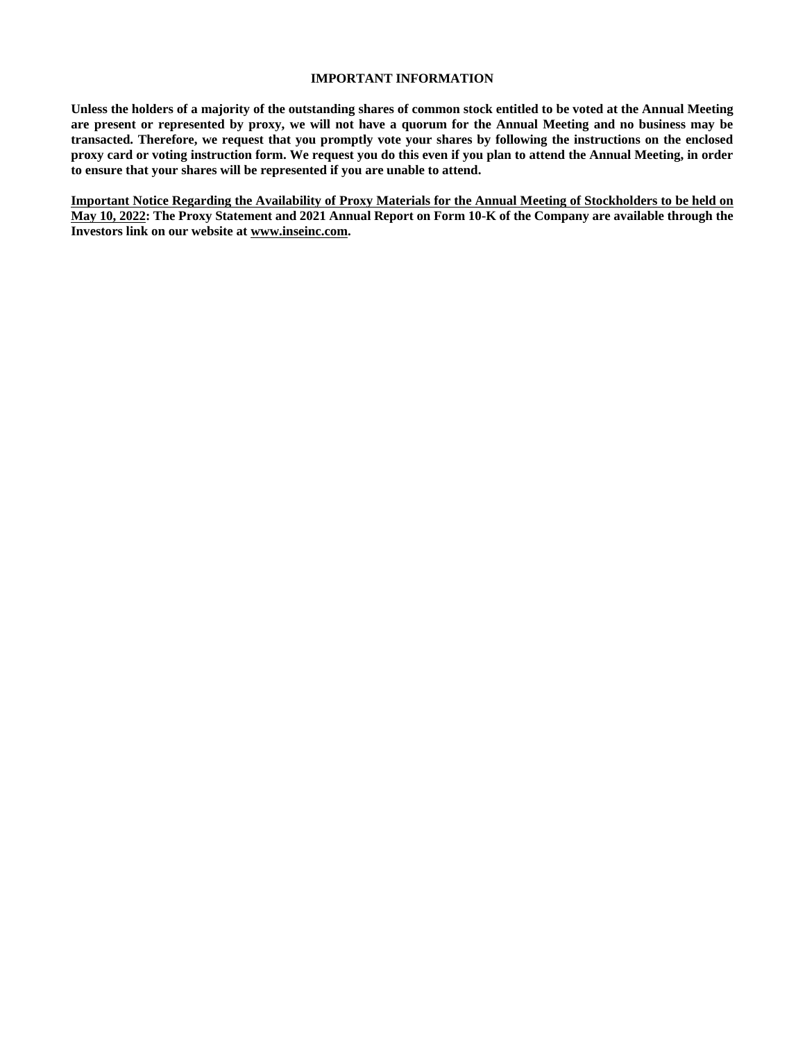# IMPORTANT INFORMATION

**Unless the holders of a majority of the outstanding shares of common stock entitled to be voted at the Annual Meeting are present or represented by proxy, we will not have a quorum for the Annual Meeting and no business may be transacted. Therefore, we request that you promptly vote your shares by following the instructions on the enclosed proxy card or voting instruction form. We request you do this even if you plan to attend the Annual Meeting, in order to ensure that your shares will be represented if you are unable to attend.**

**Important Notice Regarding the Availability of Proxy Materials for the Annual Meeting of Stockholders to be held on May 10, 2022: The Proxy Statement and 2021 Annual Report on Form 10-K of the Company are available through the Investors link on our website at www.inseinc.com.**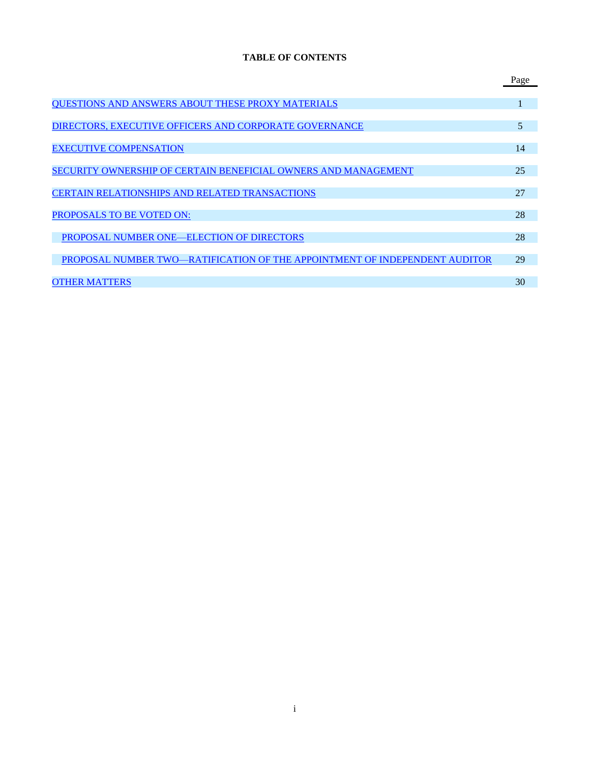**TABLE OF CONTENTS**

| | Page |
|---|---|
| QUESTIONS AND ANSWERS ABOUT THESE PROXY MATERIALS | 1 |
| DIRECTORS, EXECUTIVE OFFICERS AND CORPORATE GOVERNANCE | 5 |
| EXECUTIVE COMPENSATION | 14 |
| SECURITY OWNERSHIP OF CERTAIN BENEFICIAL OWNERS AND MANAGEMENT | 25 |
| CERTAIN RELATIONSHIPS AND RELATED TRANSACTIONS | 27 |
| PROPOSALS TO BE VOTED ON: | 28 |
| PROPOSAL NUMBER ONE—ELECTION OF DIRECTORS | 28 |
| PROPOSAL NUMBER TWO—RATIFICATION OF THE APPOINTMENT OF INDEPENDENT AUDITOR | 29 |
| OTHER MATTERS | 30 |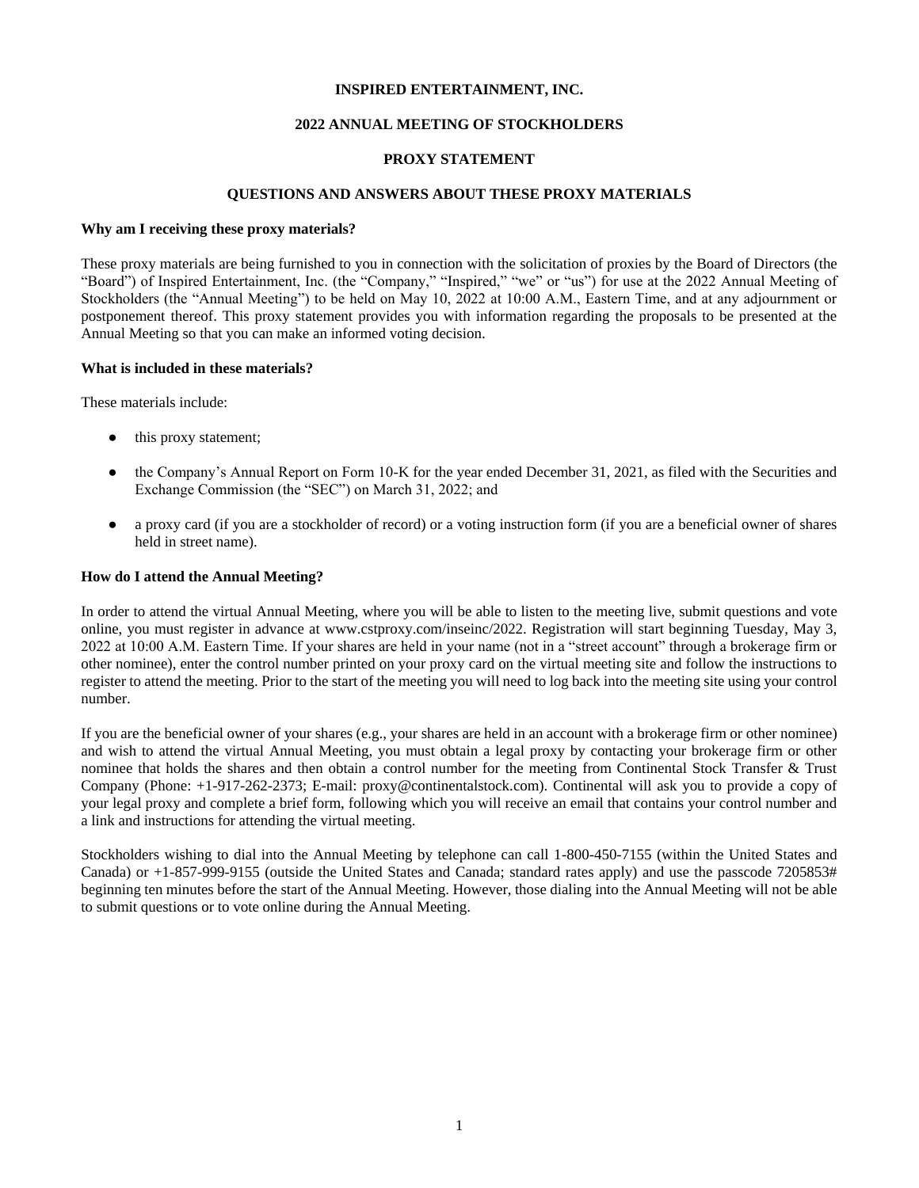**INSPIRED ENTERTAINMENT, INC.**

**2022 ANNUAL MEETING OF STOCKHOLDERS**

**PROXY STATEMENT**

**QUESTIONS AND ANSWERS ABOUT THESE PROXY MATERIALS**

**Why am I receiving these proxy materials?**

These proxy materials are being furnished to you in connection with the solicitation of proxies by the Board of Directors (the "Board") of Inspired Entertainment, Inc. (the "Company," "Inspired," "we" or "us") for use at the 2022 Annual Meeting of Stockholders (the "Annual Meeting") to be held on May 10, 2022 at 10:00 A.M., Eastern Time, and at any adjournment or postponement thereof. This proxy statement provides you with information regarding the proposals to be presented at the Annual Meeting so that you can make an informed voting decision.

**What is included in these materials?**

These materials include:

- this proxy statement;
- the Company's Annual Report on Form 10-K for the year ended December 31, 2021, as filed with the Securities and Exchange Commission (the "SEC") on March 31, 2022; and
- a proxy card (if you are a stockholder of record) or a voting instruction form (if you are a beneficial owner of shares held in street name).

**How do I attend the Annual Meeting?**

In order to attend the virtual Annual Meeting, where you will be able to listen to the meeting live, submit questions and vote online, you must register in advance at www.cstproxy.com/inseinc/2022. Registration will start beginning Tuesday, May 3, 2022 at 10:00 A.M. Eastern Time. If your shares are held in your name (not in a "street account" through a brokerage firm or other nominee), enter the control number printed on your proxy card on the virtual meeting site and follow the instructions to register to attend the meeting. Prior to the start of the meeting you will need to log back into the meeting site using your control number.

If you are the beneficial owner of your shares (e.g., your shares are held in an account with a brokerage firm or other nominee) and wish to attend the virtual Annual Meeting, you must obtain a legal proxy by contacting your brokerage firm or other nominee that holds the shares and then obtain a control number for the meeting from Continental Stock Transfer & Trust Company (Phone: +1-917-262-2373; E-mail: proxy@continentalstock.com). Continental will ask you to provide a copy of your legal proxy and complete a brief form, following which you will receive an email that contains your control number and a link and instructions for attending the virtual meeting.

Stockholders wishing to dial into the Annual Meeting by telephone can call 1-800-450-7155 (within the United States and Canada) or +1-857-999-9155 (outside the United States and Canada; standard rates apply) and use the passcode 7205853# beginning ten minutes before the start of the Annual Meeting. However, those dialing into the Annual Meeting will not be able to submit questions or to vote online during the Annual Meeting.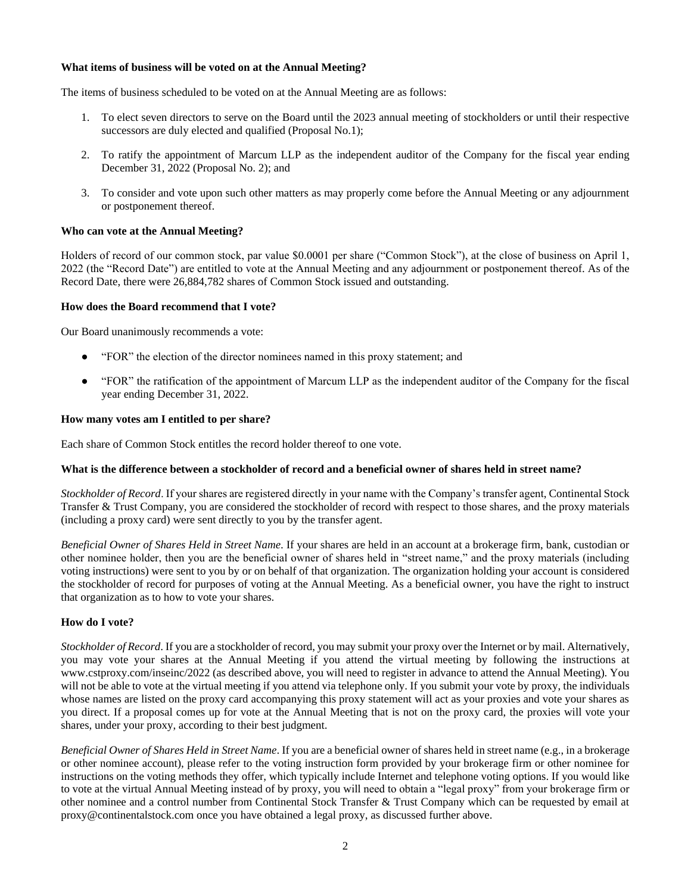**What items of business will be voted on at the Annual Meeting?**

The items of business scheduled to be voted on at the Annual Meeting are as follows:

1. To elect seven directors to serve on the Board until the 2023 annual meeting of stockholders or until their respective successors are duly elected and qualified (Proposal No.1);
2. To ratify the appointment of Marcum LLP as the independent auditor of the Company for the fiscal year ending December 31, 2022 (Proposal No. 2); and
3. To consider and vote upon such other matters as may properly come before the Annual Meeting or any adjournment or postponement thereof.

**Who can vote at the Annual Meeting?**

Holders of record of our common stock, par value $0.0001 per share ("Common Stock"), at the close of business on April 1, 2022 (the "Record Date") are entitled to vote at the Annual Meeting and any adjournment or postponement thereof. As of the Record Date, there were 26,884,782 shares of Common Stock issued and outstanding.

**How does the Board recommend that I vote?**

Our Board unanimously recommends a vote:

- "FOR" the election of the director nominees named in this proxy statement; and
- "FOR" the ratification of the appointment of Marcum LLP as the independent auditor of the Company for the fiscal year ending December 31, 2022.

**How many votes am I entitled to per share?**

Each share of Common Stock entitles the record holder thereof to one vote.

**What is the difference between a stockholder of record and a beneficial owner of shares held in street name?**

*Stockholder of Record*. If your shares are registered directly in your name with the Company's transfer agent, Continental Stock Transfer & Trust Company, you are considered the stockholder of record with respect to those shares, and the proxy materials (including a proxy card) were sent directly to you by the transfer agent.

*Beneficial Owner of Shares Held in Street Name*. If your shares are held in an account at a brokerage firm, bank, custodian or other nominee holder, then you are the beneficial owner of shares held in "street name," and the proxy materials (including voting instructions) were sent to you by or on behalf of that organization. The organization holding your account is considered the stockholder of record for purposes of voting at the Annual Meeting. As a beneficial owner, you have the right to instruct that organization as to how to vote your shares.

**How do I vote?**

*Stockholder of Record*. If you are a stockholder of record, you may submit your proxy over the Internet or by mail. Alternatively, you may vote your shares at the Annual Meeting if you attend the virtual meeting by following the instructions at www.cstproxy.com/inseinc/2022 (as described above, you will need to register in advance to attend the Annual Meeting). You will not be able to vote at the virtual meeting if you attend via telephone only. If you submit your vote by proxy, the individuals whose names are listed on the proxy card accompanying this proxy statement will act as your proxies and vote your shares as you direct. If a proposal comes up for vote at the Annual Meeting that is not on the proxy card, the proxies will vote your shares, under your proxy, according to their best judgment.

*Beneficial Owner of Shares Held in Street Name*. If you are a beneficial owner of shares held in street name (e.g., in a brokerage or other nominee account), please refer to the voting instruction form provided by your brokerage firm or other nominee for instructions on the voting methods they offer, which typically include Internet and telephone voting options. If you would like to vote at the virtual Annual Meeting instead of by proxy, you will need to obtain a "legal proxy" from your brokerage firm or other nominee and a control number from Continental Stock Transfer & Trust Company which can be requested by email at proxy@continentalstock.com once you have obtained a legal proxy, as discussed further above.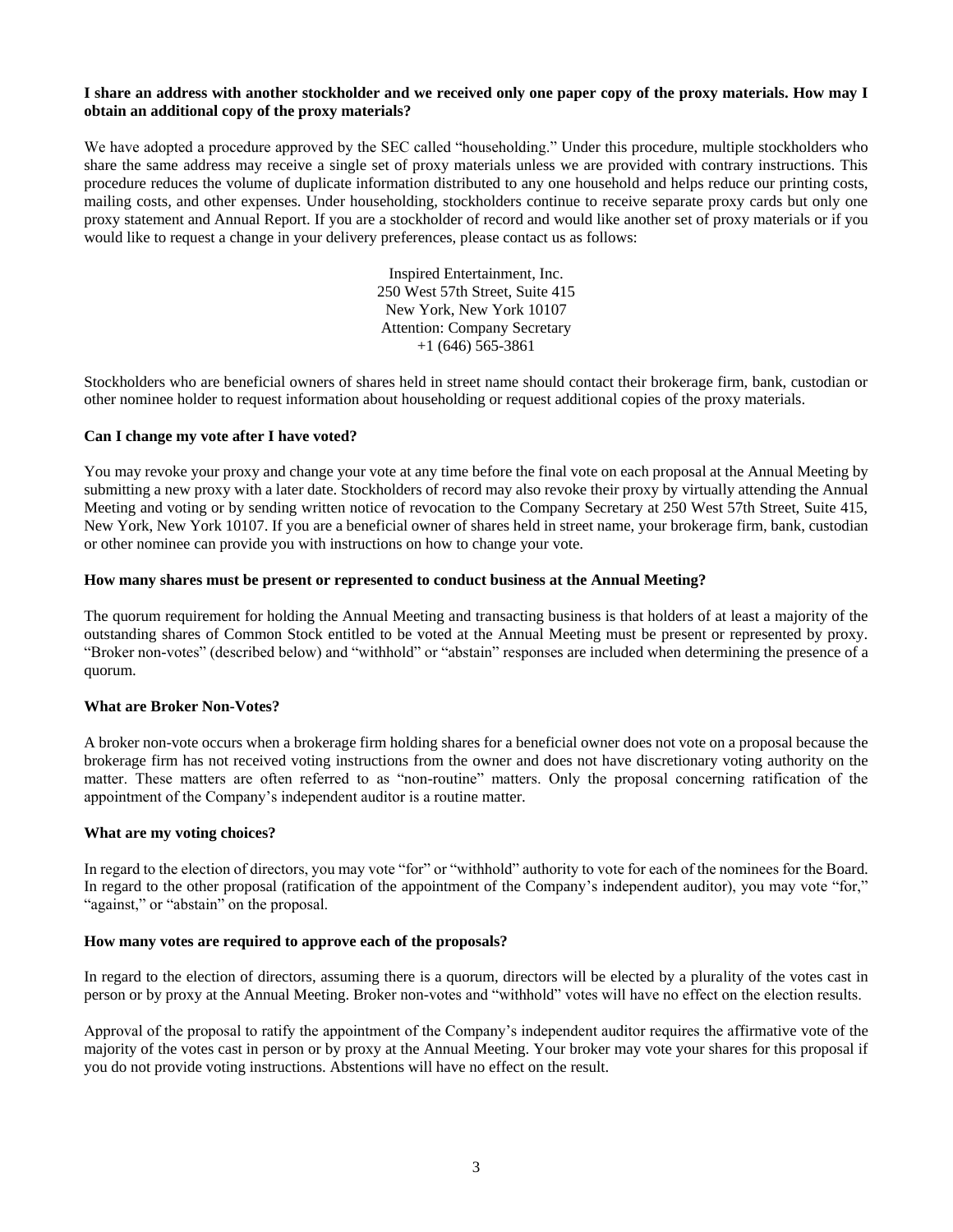**I share an address with another stockholder and we received only one paper copy of the proxy materials. How may I obtain an additional copy of the proxy materials?**

We have adopted a procedure approved by the SEC called "householding." Under this procedure, multiple stockholders who share the same address may receive a single set of proxy materials unless we are provided with contrary instructions. This procedure reduces the volume of duplicate information distributed to any one household and helps reduce our printing costs, mailing costs, and other expenses. Under householding, stockholders continue to receive separate proxy cards but only one proxy statement and Annual Report. If you are a stockholder of record and would like another set of proxy materials or if you would like to request a change in your delivery preferences, please contact us as follows:

Inspired Entertainment, Inc.
250 West 57th Street, Suite 415
New York, New York 10107
Attention: Company Secretary
+1 (646) 565-3861

Stockholders who are beneficial owners of shares held in street name should contact their brokerage firm, bank, custodian or other nominee holder to request information about householding or request additional copies of the proxy materials.

**Can I change my vote after I have voted?**

You may revoke your proxy and change your vote at any time before the final vote on each proposal at the Annual Meeting by submitting a new proxy with a later date. Stockholders of record may also revoke their proxy by virtually attending the Annual Meeting and voting or by sending written notice of revocation to the Company Secretary at 250 West 57th Street, Suite 415, New York, New York 10107. If you are a beneficial owner of shares held in street name, your brokerage firm, bank, custodian or other nominee can provide you with instructions on how to change your vote.

**How many shares must be present or represented to conduct business at the Annual Meeting?**

The quorum requirement for holding the Annual Meeting and transacting business is that holders of at least a majority of the outstanding shares of Common Stock entitled to be voted at the Annual Meeting must be present or represented by proxy. "Broker non-votes" (described below) and "withhold" or "abstain" responses are included when determining the presence of a quorum.

**What are Broker Non-Votes?**

A broker non-vote occurs when a brokerage firm holding shares for a beneficial owner does not vote on a proposal because the brokerage firm has not received voting instructions from the owner and does not have discretionary voting authority on the matter. These matters are often referred to as "non-routine" matters. Only the proposal concerning ratification of the appointment of the Company's independent auditor is a routine matter.

**What are my voting choices?**

In regard to the election of directors, you may vote "for" or "withhold" authority to vote for each of the nominees for the Board. In regard to the other proposal (ratification of the appointment of the Company's independent auditor), you may vote "for," "against," or "abstain" on the proposal.

**How many votes are required to approve each of the proposals?**

In regard to the election of directors, assuming there is a quorum, directors will be elected by a plurality of the votes cast in person or by proxy at the Annual Meeting. Broker non-votes and "withhold" votes will have no effect on the election results.

Approval of the proposal to ratify the appointment of the Company's independent auditor requires the affirmative vote of the majority of the votes cast in person or by proxy at the Annual Meeting. Your broker may vote your shares for this proposal if you do not provide voting instructions. Abstentions will have no effect on the result.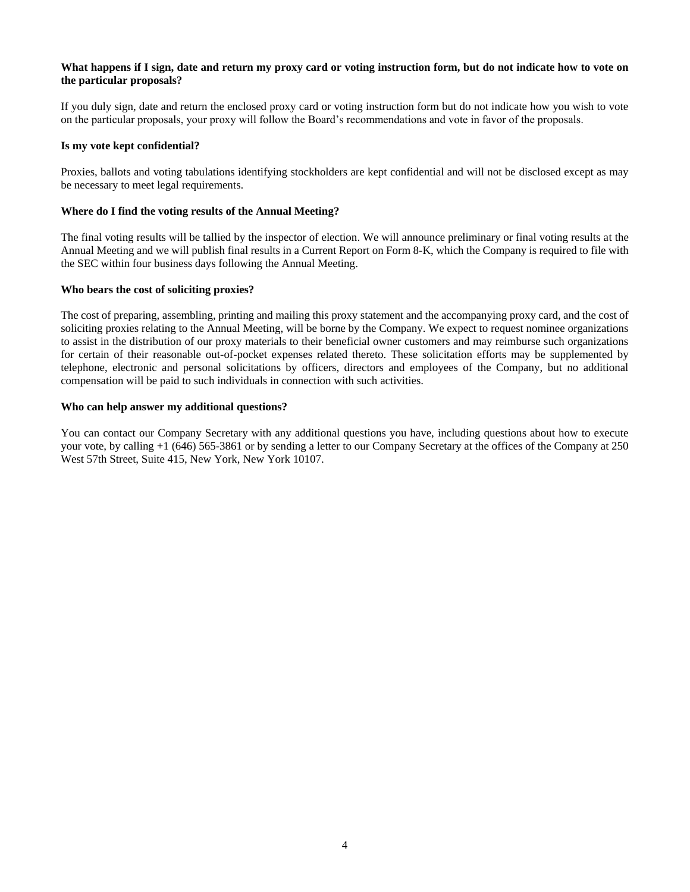**What happens if I sign, date and return my proxy card or voting instruction form, but do not indicate how to vote on the particular proposals?**

If you duly sign, date and return the enclosed proxy card or voting instruction form but do not indicate how you wish to vote on the particular proposals, your proxy will follow the Board's recommendations and vote in favor of the proposals.

**Is my vote kept confidential?**

Proxies, ballots and voting tabulations identifying stockholders are kept confidential and will not be disclosed except as may be necessary to meet legal requirements.

**Where do I find the voting results of the Annual Meeting?**

The final voting results will be tallied by the inspector of election. We will announce preliminary or final voting results at the Annual Meeting and we will publish final results in a Current Report on Form 8-K, which the Company is required to file with the SEC within four business days following the Annual Meeting.

**Who bears the cost of soliciting proxies?**

The cost of preparing, assembling, printing and mailing this proxy statement and the accompanying proxy card, and the cost of soliciting proxies relating to the Annual Meeting, will be borne by the Company. We expect to request nominee organizations to assist in the distribution of our proxy materials to their beneficial owner customers and may reimburse such organizations for certain of their reasonable out-of-pocket expenses related thereto. These solicitation efforts may be supplemented by telephone, electronic and personal solicitations by officers, directors and employees of the Company, but no additional compensation will be paid to such individuals in connection with such activities.

**Who can help answer my additional questions?**

You can contact our Company Secretary with any additional questions you have, including questions about how to execute your vote, by calling +1 (646) 565-3861 or by sending a letter to our Company Secretary at the offices of the Company at 250 West 57th Street, Suite 415, New York, New York 10107.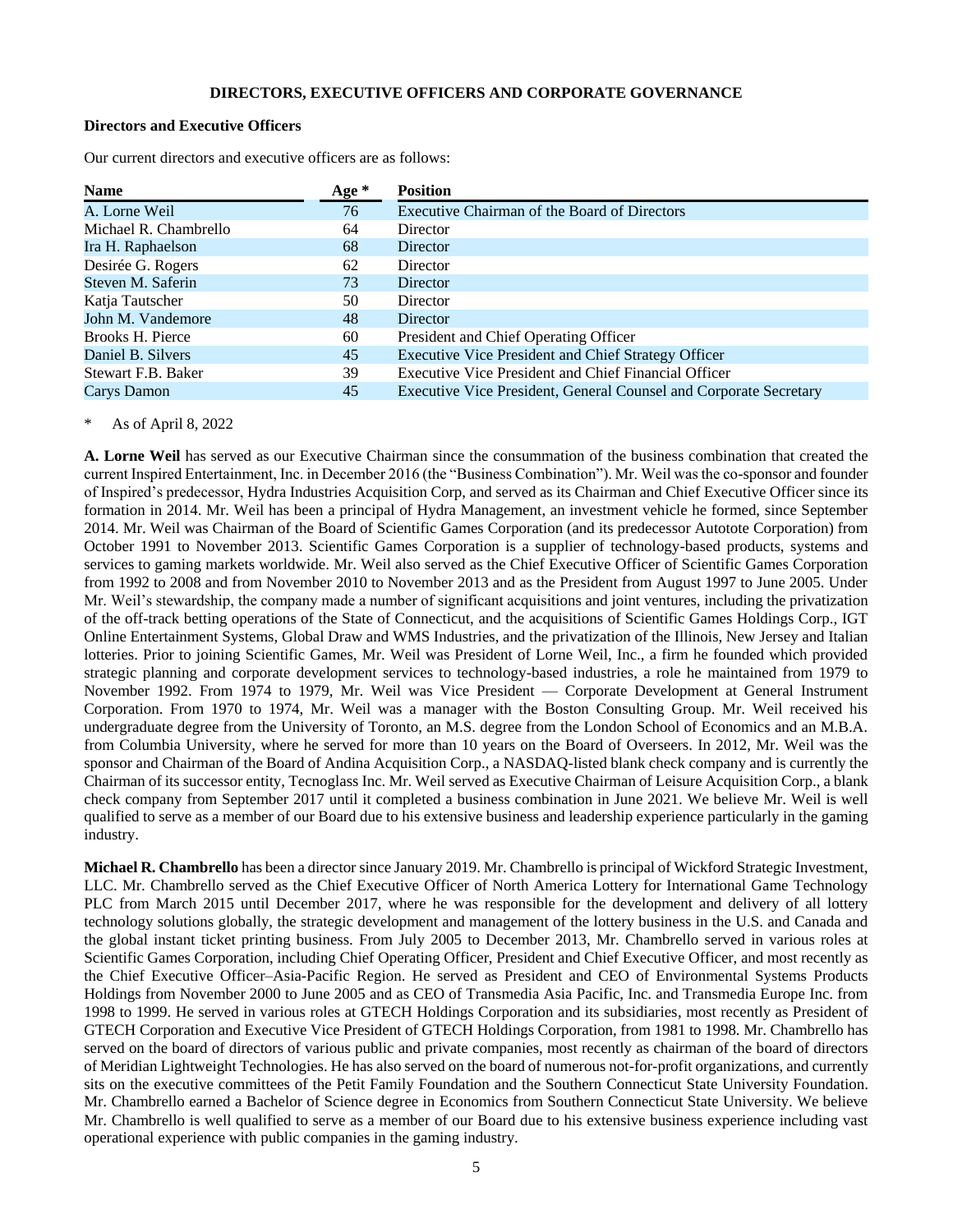## DIRECTORS, EXECUTIVE OFFICERS AND CORPORATE GOVERNANCE

### Directors and Executive Officers

Our current directors and executive officers are as follows:

| Name | Age * | Position |
|---|---|---|
| A. Lorne Weil | 76 | Executive Chairman of the Board of Directors |
| Michael R. Chambrello | 64 | Director |
| Ira H. Raphaelson | 68 | Director |
| Desirée G. Rogers | 62 | Director |
| Steven M. Saferin | 73 | Director |
| Katja Tautscher | 50 | Director |
| John M. Vandemore | 48 | Director |
| Brooks H. Pierce | 60 | President and Chief Operating Officer |
| Daniel B. Silvers | 45 | Executive Vice President and Chief Strategy Officer |
| Stewart F.B. Baker | 39 | Executive Vice President and Chief Financial Officer |
| Carys Damon | 45 | Executive Vice President, General Counsel and Corporate Secretary |

\* As of April 8, 2022

**A. Lorne Weil** has served as our Executive Chairman since the consummation of the business combination that created the current Inspired Entertainment, Inc. in December 2016 (the "Business Combination"). Mr. Weil was the co-sponsor and founder of Inspired's predecessor, Hydra Industries Acquisition Corp, and served as its Chairman and Chief Executive Officer since its formation in 2014. Mr. Weil has been a principal of Hydra Management, an investment vehicle he formed, since September 2014. Mr. Weil was Chairman of the Board of Scientific Games Corporation (and its predecessor Autotote Corporation) from October 1991 to November 2013. Scientific Games Corporation is a supplier of technology-based products, systems and services to gaming markets worldwide. Mr. Weil also served as the Chief Executive Officer of Scientific Games Corporation from 1992 to 2008 and from November 2010 to November 2013 and as the President from August 1997 to June 2005. Under Mr. Weil's stewardship, the company made a number of significant acquisitions and joint ventures, including the privatization of the off-track betting operations of the State of Connecticut, and the acquisitions of Scientific Games Holdings Corp., IGT Online Entertainment Systems, Global Draw and WMS Industries, and the privatization of the Illinois, New Jersey and Italian lotteries. Prior to joining Scientific Games, Mr. Weil was President of Lorne Weil, Inc., a firm he founded which provided strategic planning and corporate development services to technology-based industries, a role he maintained from 1979 to November 1992. From 1974 to 1979, Mr. Weil was Vice President — Corporate Development at General Instrument Corporation. From 1970 to 1974, Mr. Weil was a manager with the Boston Consulting Group. Mr. Weil received his undergraduate degree from the University of Toronto, an M.S. degree from the London School of Economics and an M.B.A. from Columbia University, where he served for more than 10 years on the Board of Overseers. In 2012, Mr. Weil was the sponsor and Chairman of the Board of Andina Acquisition Corp., a NASDAQ-listed blank check company and is currently the Chairman of its successor entity, Tecnoglass Inc. Mr. Weil served as Executive Chairman of Leisure Acquisition Corp., a blank check company from September 2017 until it completed a business combination in June 2021. We believe Mr. Weil is well qualified to serve as a member of our Board due to his extensive business and leadership experience particularly in the gaming industry.

**Michael R. Chambrello** has been a director since January 2019. Mr. Chambrello is principal of Wickford Strategic Investment, LLC. Mr. Chambrello served as the Chief Executive Officer of North America Lottery for International Game Technology PLC from March 2015 until December 2017, where he was responsible for the development and delivery of all lottery technology solutions globally, the strategic development and management of the lottery business in the U.S. and Canada and the global instant ticket printing business. From July 2005 to December 2013, Mr. Chambrello served in various roles at Scientific Games Corporation, including Chief Operating Officer, President and Chief Executive Officer, and most recently as the Chief Executive Officer–Asia-Pacific Region. He served as President and CEO of Environmental Systems Products Holdings from November 2000 to June 2005 and as CEO of Transmedia Asia Pacific, Inc. and Transmedia Europe Inc. from 1998 to 1999. He served in various roles at GTECH Holdings Corporation and its subsidiaries, most recently as President of GTECH Corporation and Executive Vice President of GTECH Holdings Corporation, from 1981 to 1998. Mr. Chambrello has served on the board of directors of various public and private companies, most recently as chairman of the board of directors of Meridian Lightweight Technologies. He has also served on the board of numerous not-for-profit organizations, and currently sits on the executive committees of the Petit Family Foundation and the Southern Connecticut State University Foundation. Mr. Chambrello earned a Bachelor of Science degree in Economics from Southern Connecticut State University. We believe Mr. Chambrello is well qualified to serve as a member of our Board due to his extensive business experience including vast operational experience with public companies in the gaming industry.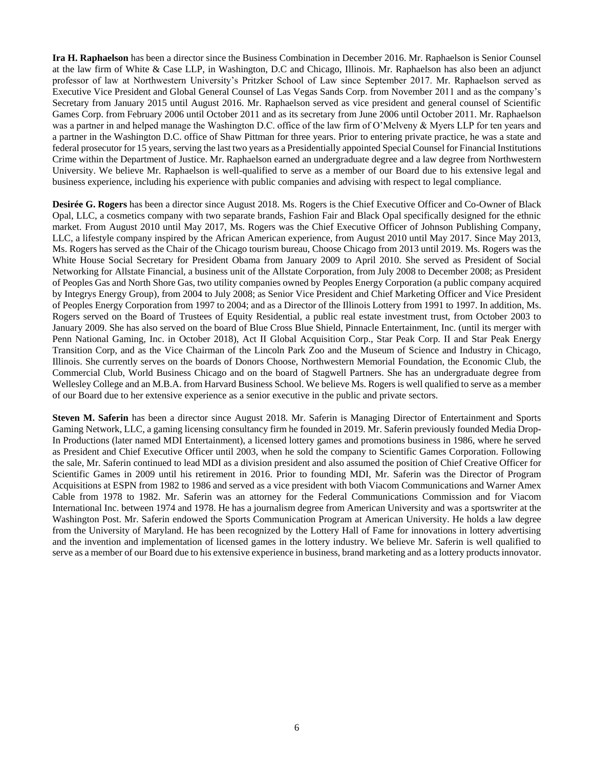**Ira H. Raphaelson** has been a director since the Business Combination in December 2016. Mr. Raphaelson is Senior Counsel at the law firm of White & Case LLP, in Washington, D.C and Chicago, Illinois. Mr. Raphaelson has also been an adjunct professor of law at Northwestern University's Pritzker School of Law since September 2017. Mr. Raphaelson served as Executive Vice President and Global General Counsel of Las Vegas Sands Corp. from November 2011 and as the company's Secretary from January 2015 until August 2016. Mr. Raphaelson served as vice president and general counsel of Scientific Games Corp. from February 2006 until October 2011 and as its secretary from June 2006 until October 2011. Mr. Raphaelson was a partner in and helped manage the Washington D.C. office of the law firm of O'Melveny & Myers LLP for ten years and a partner in the Washington D.C. office of Shaw Pittman for three years. Prior to entering private practice, he was a state and federal prosecutor for 15 years, serving the last two years as a Presidentially appointed Special Counsel for Financial Institutions Crime within the Department of Justice. Mr. Raphaelson earned an undergraduate degree and a law degree from Northwestern University. We believe Mr. Raphaelson is well-qualified to serve as a member of our Board due to his extensive legal and business experience, including his experience with public companies and advising with respect to legal compliance.

**Desirée G. Rogers** has been a director since August 2018. Ms. Rogers is the Chief Executive Officer and Co-Owner of Black Opal, LLC, a cosmetics company with two separate brands, Fashion Fair and Black Opal specifically designed for the ethnic market. From August 2010 until May 2017, Ms. Rogers was the Chief Executive Officer of Johnson Publishing Company, LLC, a lifestyle company inspired by the African American experience, from August 2010 until May 2017. Since May 2013, Ms. Rogers has served as the Chair of the Chicago tourism bureau, Choose Chicago from 2013 until 2019. Ms. Rogers was the White House Social Secretary for President Obama from January 2009 to April 2010. She served as President of Social Networking for Allstate Financial, a business unit of the Allstate Corporation, from July 2008 to December 2008; as President of Peoples Gas and North Shore Gas, two utility companies owned by Peoples Energy Corporation (a public company acquired by Integrys Energy Group), from 2004 to July 2008; as Senior Vice President and Chief Marketing Officer and Vice President of Peoples Energy Corporation from 1997 to 2004; and as a Director of the Illinois Lottery from 1991 to 1997. In addition, Ms. Rogers served on the Board of Trustees of Equity Residential, a public real estate investment trust, from October 2003 to January 2009. She has also served on the board of Blue Cross Blue Shield, Pinnacle Entertainment, Inc. (until its merger with Penn National Gaming, Inc. in October 2018), Act II Global Acquisition Corp., Star Peak Corp. II and Star Peak Energy Transition Corp, and as the Vice Chairman of the Lincoln Park Zoo and the Museum of Science and Industry in Chicago, Illinois. She currently serves on the boards of Donors Choose, Northwestern Memorial Foundation, the Economic Club, the Commercial Club, World Business Chicago and on the board of Stagwell Partners. She has an undergraduate degree from Wellesley College and an M.B.A. from Harvard Business School. We believe Ms. Rogers is well qualified to serve as a member of our Board due to her extensive experience as a senior executive in the public and private sectors.

**Steven M. Saferin** has been a director since August 2018. Mr. Saferin is Managing Director of Entertainment and Sports Gaming Network, LLC, a gaming licensing consultancy firm he founded in 2019. Mr. Saferin previously founded Media Drop-In Productions (later named MDI Entertainment), a licensed lottery games and promotions business in 1986, where he served as President and Chief Executive Officer until 2003, when he sold the company to Scientific Games Corporation. Following the sale, Mr. Saferin continued to lead MDI as a division president and also assumed the position of Chief Creative Officer for Scientific Games in 2009 until his retirement in 2016. Prior to founding MDI, Mr. Saferin was the Director of Program Acquisitions at ESPN from 1982 to 1986 and served as a vice president with both Viacom Communications and Warner Amex Cable from 1978 to 1982. Mr. Saferin was an attorney for the Federal Communications Commission and for Viacom International Inc. between 1974 and 1978. He has a journalism degree from American University and was a sportswriter at the Washington Post. Mr. Saferin endowed the Sports Communication Program at American University. He holds a law degree from the University of Maryland. He has been recognized by the Lottery Hall of Fame for innovations in lottery advertising and the invention and implementation of licensed games in the lottery industry. We believe Mr. Saferin is well qualified to serve as a member of our Board due to his extensive experience in business, brand marketing and as a lottery products innovator.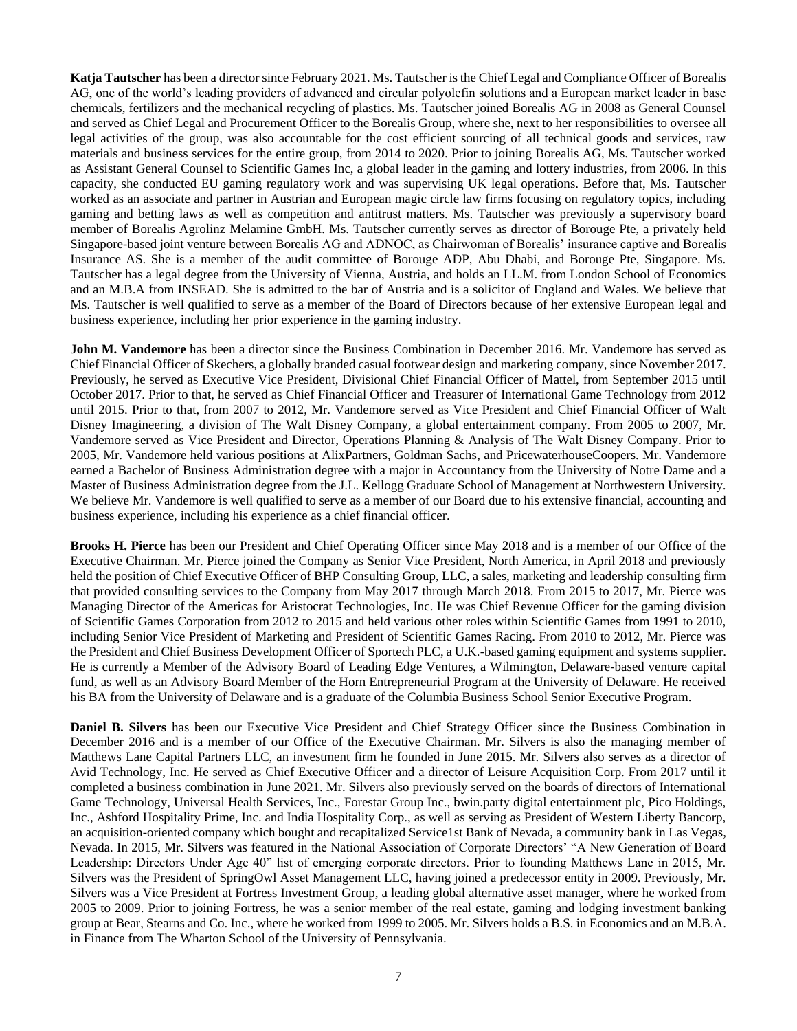**Katja Tautscher** has been a director since February 2021. Ms. Tautscher is the Chief Legal and Compliance Officer of Borealis AG, one of the world's leading providers of advanced and circular polyolefin solutions and a European market leader in base chemicals, fertilizers and the mechanical recycling of plastics. Ms. Tautscher joined Borealis AG in 2008 as General Counsel and served as Chief Legal and Procurement Officer to the Borealis Group, where she, next to her responsibilities to oversee all legal activities of the group, was also accountable for the cost efficient sourcing of all technical goods and services, raw materials and business services for the entire group, from 2014 to 2020. Prior to joining Borealis AG, Ms. Tautscher worked as Assistant General Counsel to Scientific Games Inc, a global leader in the gaming and lottery industries, from 2006. In this capacity, she conducted EU gaming regulatory work and was supervising UK legal operations. Before that, Ms. Tautscher worked as an associate and partner in Austrian and European magic circle law firms focusing on regulatory topics, including gaming and betting laws as well as competition and antitrust matters. Ms. Tautscher was previously a supervisory board member of Borealis Agrolinz Melamine GmbH. Ms. Tautscher currently serves as director of Borouge Pte, a privately held Singapore-based joint venture between Borealis AG and ADNOC, as Chairwoman of Borealis' insurance captive and Borealis Insurance AS. She is a member of the audit committee of Borouge ADP, Abu Dhabi, and Borouge Pte, Singapore. Ms. Tautscher has a legal degree from the University of Vienna, Austria, and holds an LL.M. from London School of Economics and an M.B.A from INSEAD. She is admitted to the bar of Austria and is a solicitor of England and Wales. We believe that Ms. Tautscher is well qualified to serve as a member of the Board of Directors because of her extensive European legal and business experience, including her prior experience in the gaming industry.

**John M. Vandemore** has been a director since the Business Combination in December 2016. Mr. Vandemore has served as Chief Financial Officer of Skechers, a globally branded casual footwear design and marketing company, since November 2017. Previously, he served as Executive Vice President, Divisional Chief Financial Officer of Mattel, from September 2015 until October 2017. Prior to that, he served as Chief Financial Officer and Treasurer of International Game Technology from 2012 until 2015. Prior to that, from 2007 to 2012, Mr. Vandemore served as Vice President and Chief Financial Officer of Walt Disney Imagineering, a division of The Walt Disney Company, a global entertainment company. From 2005 to 2007, Mr. Vandemore served as Vice President and Director, Operations Planning & Analysis of The Walt Disney Company. Prior to 2005, Mr. Vandemore held various positions at AlixPartners, Goldman Sachs, and PricewaterhouseCoopers. Mr. Vandemore earned a Bachelor of Business Administration degree with a major in Accountancy from the University of Notre Dame and a Master of Business Administration degree from the J.L. Kellogg Graduate School of Management at Northwestern University. We believe Mr. Vandemore is well qualified to serve as a member of our Board due to his extensive financial, accounting and business experience, including his experience as a chief financial officer.

**Brooks H. Pierce** has been our President and Chief Operating Officer since May 2018 and is a member of our Office of the Executive Chairman. Mr. Pierce joined the Company as Senior Vice President, North America, in April 2018 and previously held the position of Chief Executive Officer of BHP Consulting Group, LLC, a sales, marketing and leadership consulting firm that provided consulting services to the Company from May 2017 through March 2018. From 2015 to 2017, Mr. Pierce was Managing Director of the Americas for Aristocrat Technologies, Inc. He was Chief Revenue Officer for the gaming division of Scientific Games Corporation from 2012 to 2015 and held various other roles within Scientific Games from 1991 to 2010, including Senior Vice President of Marketing and President of Scientific Games Racing. From 2010 to 2012, Mr. Pierce was the President and Chief Business Development Officer of Sportech PLC, a U.K.-based gaming equipment and systems supplier. He is currently a Member of the Advisory Board of Leading Edge Ventures, a Wilmington, Delaware-based venture capital fund, as well as an Advisory Board Member of the Horn Entrepreneurial Program at the University of Delaware. He received his BA from the University of Delaware and is a graduate of the Columbia Business School Senior Executive Program.

**Daniel B. Silvers** has been our Executive Vice President and Chief Strategy Officer since the Business Combination in December 2016 and is a member of our Office of the Executive Chairman. Mr. Silvers is also the managing member of Matthews Lane Capital Partners LLC, an investment firm he founded in June 2015. Mr. Silvers also serves as a director of Avid Technology, Inc. He served as Chief Executive Officer and a director of Leisure Acquisition Corp. From 2017 until it completed a business combination in June 2021. Mr. Silvers also previously served on the boards of directors of International Game Technology, Universal Health Services, Inc., Forestar Group Inc., bwin.party digital entertainment plc, Pico Holdings, Inc., Ashford Hospitality Prime, Inc. and India Hospitality Corp., as well as serving as President of Western Liberty Bancorp, an acquisition-oriented company which bought and recapitalized Service1st Bank of Nevada, a community bank in Las Vegas, Nevada. In 2015, Mr. Silvers was featured in the National Association of Corporate Directors' "A New Generation of Board Leadership: Directors Under Age 40" list of emerging corporate directors. Prior to founding Matthews Lane in 2015, Mr. Silvers was the President of SpringOwl Asset Management LLC, having joined a predecessor entity in 2009. Previously, Mr. Silvers was a Vice President at Fortress Investment Group, a leading global alternative asset manager, where he worked from 2005 to 2009. Prior to joining Fortress, he was a senior member of the real estate, gaming and lodging investment banking group at Bear, Stearns and Co. Inc., where he worked from 1999 to 2005. Mr. Silvers holds a B.S. in Economics and an M.B.A. in Finance from The Wharton School of the University of Pennsylvania.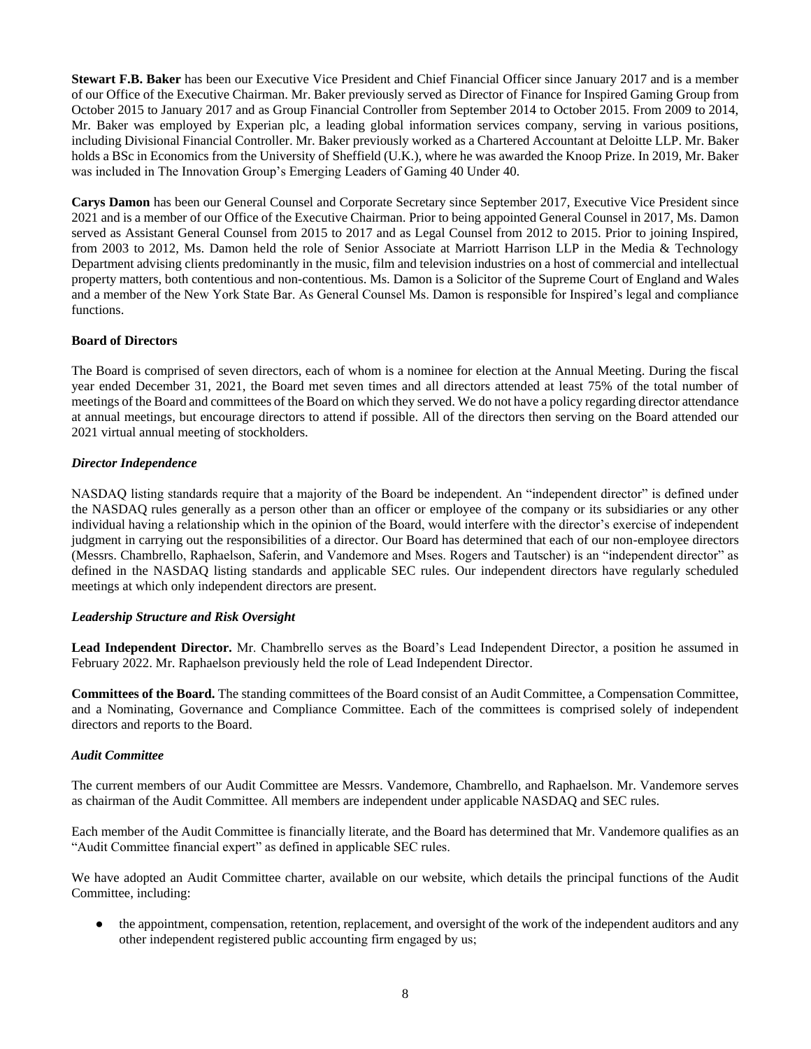**Stewart F.B. Baker** has been our Executive Vice President and Chief Financial Officer since January 2017 and is a member of our Office of the Executive Chairman. Mr. Baker previously served as Director of Finance for Inspired Gaming Group from October 2015 to January 2017 and as Group Financial Controller from September 2014 to October 2015. From 2009 to 2014, Mr. Baker was employed by Experian plc, a leading global information services company, serving in various positions, including Divisional Financial Controller. Mr. Baker previously worked as a Chartered Accountant at Deloitte LLP. Mr. Baker holds a BSc in Economics from the University of Sheffield (U.K.), where he was awarded the Knoop Prize. In 2019, Mr. Baker was included in The Innovation Group's Emerging Leaders of Gaming 40 Under 40.

**Carys Damon** has been our General Counsel and Corporate Secretary since September 2017, Executive Vice President since 2021 and is a member of our Office of the Executive Chairman. Prior to being appointed General Counsel in 2017, Ms. Damon served as Assistant General Counsel from 2015 to 2017 and as Legal Counsel from 2012 to 2015. Prior to joining Inspired, from 2003 to 2012, Ms. Damon held the role of Senior Associate at Marriott Harrison LLP in the Media & Technology Department advising clients predominantly in the music, film and television industries on a host of commercial and intellectual property matters, both contentious and non-contentious. Ms. Damon is a Solicitor of the Supreme Court of England and Wales and a member of the New York State Bar. As General Counsel Ms. Damon is responsible for Inspired's legal and compliance functions.

**Board of Directors**

The Board is comprised of seven directors, each of whom is a nominee for election at the Annual Meeting. During the fiscal year ended December 31, 2021, the Board met seven times and all directors attended at least 75% of the total number of meetings of the Board and committees of the Board on which they served. We do not have a policy regarding director attendance at annual meetings, but encourage directors to attend if possible. All of the directors then serving on the Board attended our 2021 virtual annual meeting of stockholders.

***Director Independence***

NASDAQ listing standards require that a majority of the Board be independent. An "independent director" is defined under the NASDAQ rules generally as a person other than an officer or employee of the company or its subsidiaries or any other individual having a relationship which in the opinion of the Board, would interfere with the director's exercise of independent judgment in carrying out the responsibilities of a director. Our Board has determined that each of our non-employee directors (Messrs. Chambrello, Raphaelson, Saferin, and Vandemore and Mses. Rogers and Tautscher) is an "independent director" as defined in the NASDAQ listing standards and applicable SEC rules. Our independent directors have regularly scheduled meetings at which only independent directors are present.

***Leadership Structure and Risk Oversight***

**Lead Independent Director.** Mr. Chambrello serves as the Board's Lead Independent Director, a position he assumed in February 2022. Mr. Raphaelson previously held the role of Lead Independent Director.

**Committees of the Board.** The standing committees of the Board consist of an Audit Committee, a Compensation Committee, and a Nominating, Governance and Compliance Committee. Each of the committees is comprised solely of independent directors and reports to the Board.

***Audit Committee***

The current members of our Audit Committee are Messrs. Vandemore, Chambrello, and Raphaelson. Mr. Vandemore serves as chairman of the Audit Committee. All members are independent under applicable NASDAQ and SEC rules.

Each member of the Audit Committee is financially literate, and the Board has determined that Mr. Vandemore qualifies as an "Audit Committee financial expert" as defined in applicable SEC rules.

We have adopted an Audit Committee charter, available on our website, which details the principal functions of the Audit Committee, including:

- the appointment, compensation, retention, replacement, and oversight of the work of the independent auditors and any other independent registered public accounting firm engaged by us;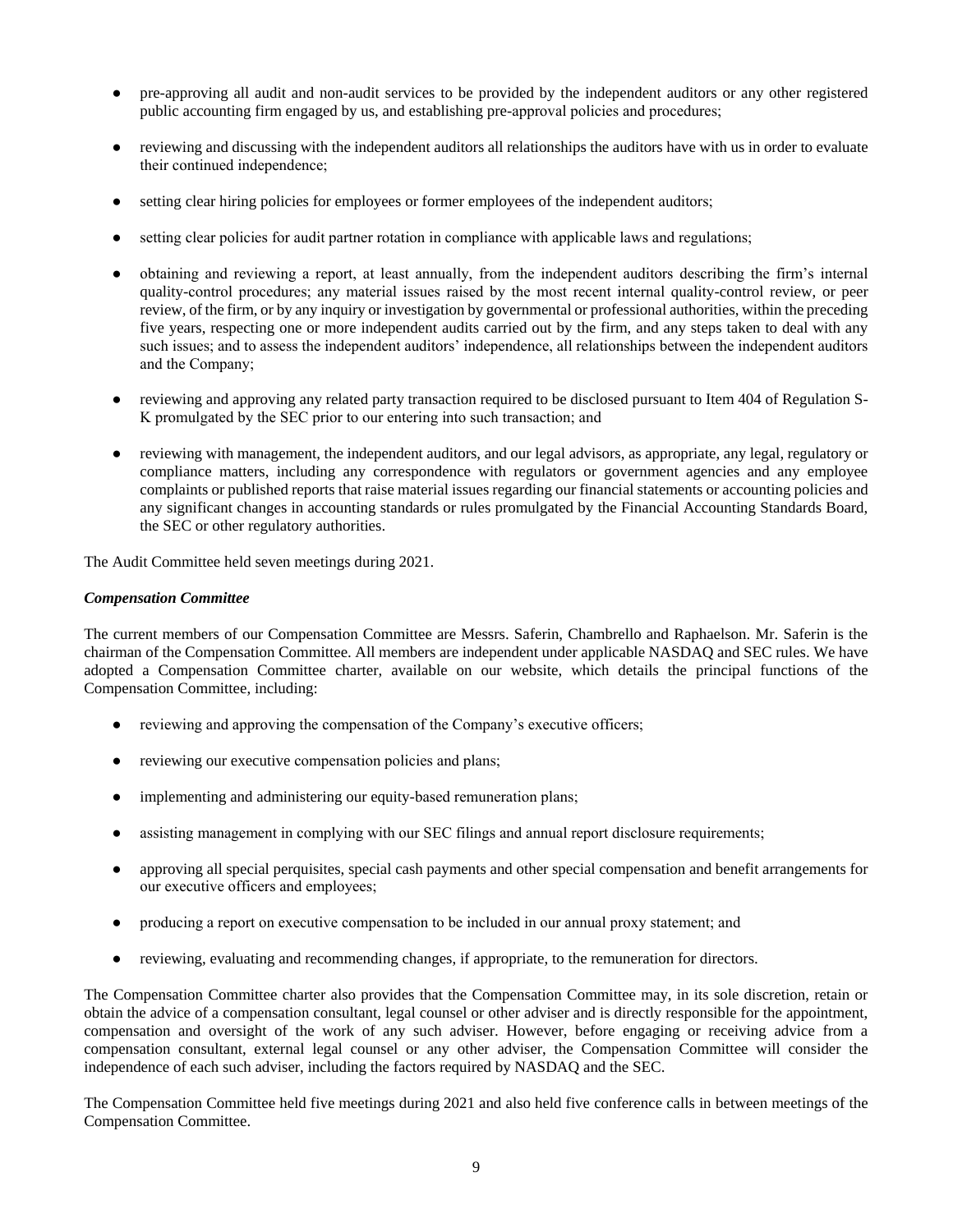- pre-approving all audit and non-audit services to be provided by the independent auditors or any other registered public accounting firm engaged by us, and establishing pre-approval policies and procedures;

- reviewing and discussing with the independent auditors all relationships the auditors have with us in order to evaluate their continued independence;

- setting clear hiring policies for employees or former employees of the independent auditors;

- setting clear policies for audit partner rotation in compliance with applicable laws and regulations;

- obtaining and reviewing a report, at least annually, from the independent auditors describing the firm's internal quality-control procedures; any material issues raised by the most recent internal quality-control review, or peer review, of the firm, or by any inquiry or investigation by governmental or professional authorities, within the preceding five years, respecting one or more independent audits carried out by the firm, and any steps taken to deal with any such issues; and to assess the independent auditors' independence, all relationships between the independent auditors and the Company;

- reviewing and approving any related party transaction required to be disclosed pursuant to Item 404 of Regulation S-K promulgated by the SEC prior to our entering into such transaction; and

- reviewing with management, the independent auditors, and our legal advisors, as appropriate, any legal, regulatory or compliance matters, including any correspondence with regulators or government agencies and any employee complaints or published reports that raise material issues regarding our financial statements or accounting policies and any significant changes in accounting standards or rules promulgated by the Financial Accounting Standards Board, the SEC or other regulatory authorities.

The Audit Committee held seven meetings during 2021.

***Compensation Committee***

The current members of our Compensation Committee are Messrs. Saferin, Chambrello and Raphaelson. Mr. Saferin is the chairman of the Compensation Committee. All members are independent under applicable NASDAQ and SEC rules. We have adopted a Compensation Committee charter, available on our website, which details the principal functions of the Compensation Committee, including:

- reviewing and approving the compensation of the Company's executive officers;

- reviewing our executive compensation policies and plans;

- implementing and administering our equity-based remuneration plans;

- assisting management in complying with our SEC filings and annual report disclosure requirements;

- approving all special perquisites, special cash payments and other special compensation and benefit arrangements for our executive officers and employees;

- producing a report on executive compensation to be included in our annual proxy statement; and

- reviewing, evaluating and recommending changes, if appropriate, to the remuneration for directors.

The Compensation Committee charter also provides that the Compensation Committee may, in its sole discretion, retain or obtain the advice of a compensation consultant, legal counsel or other adviser and is directly responsible for the appointment, compensation and oversight of the work of any such adviser. However, before engaging or receiving advice from a compensation consultant, external legal counsel or any other adviser, the Compensation Committee will consider the independence of each such adviser, including the factors required by NASDAQ and the SEC.

The Compensation Committee held five meetings during 2021 and also held five conference calls in between meetings of the Compensation Committee.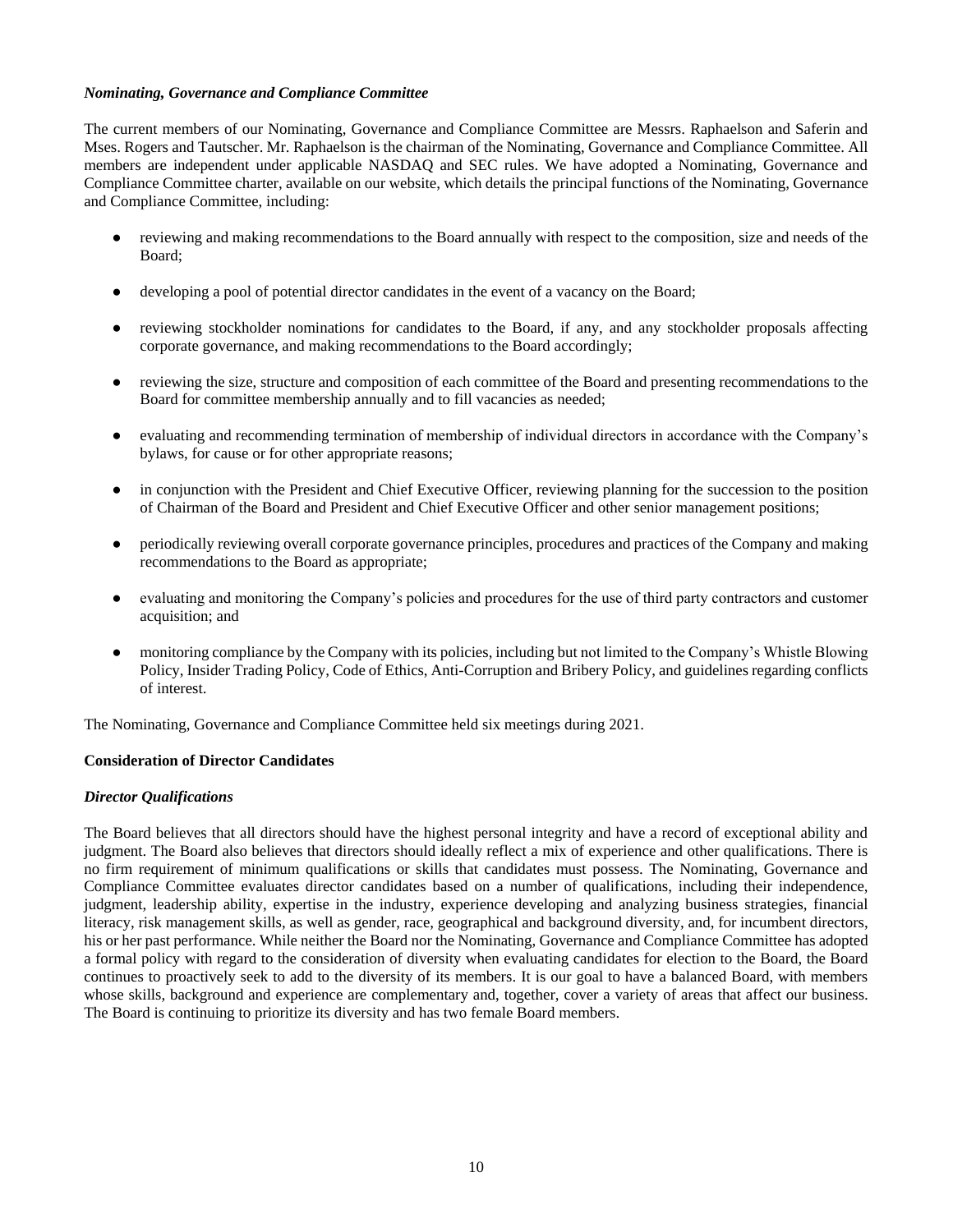### *Nominating, Governance and Compliance Committee*

The current members of our Nominating, Governance and Compliance Committee are Messrs. Raphaelson and Saferin and Mses. Rogers and Tautscher. Mr. Raphaelson is the chairman of the Nominating, Governance and Compliance Committee. All members are independent under applicable NASDAQ and SEC rules. We have adopted a Nominating, Governance and Compliance Committee charter, available on our website, which details the principal functions of the Nominating, Governance and Compliance Committee, including:

- reviewing and making recommendations to the Board annually with respect to the composition, size and needs of the Board;
- developing a pool of potential director candidates in the event of a vacancy on the Board;
- reviewing stockholder nominations for candidates to the Board, if any, and any stockholder proposals affecting corporate governance, and making recommendations to the Board accordingly;
- reviewing the size, structure and composition of each committee of the Board and presenting recommendations to the Board for committee membership annually and to fill vacancies as needed;
- evaluating and recommending termination of membership of individual directors in accordance with the Company's bylaws, for cause or for other appropriate reasons;
- in conjunction with the President and Chief Executive Officer, reviewing planning for the succession to the position of Chairman of the Board and President and Chief Executive Officer and other senior management positions;
- periodically reviewing overall corporate governance principles, procedures and practices of the Company and making recommendations to the Board as appropriate;
- evaluating and monitoring the Company's policies and procedures for the use of third party contractors and customer acquisition; and
- monitoring compliance by the Company with its policies, including but not limited to the Company's Whistle Blowing Policy, Insider Trading Policy, Code of Ethics, Anti-Corruption and Bribery Policy, and guidelines regarding conflicts of interest.

The Nominating, Governance and Compliance Committee held six meetings during 2021.

## Consideration of Director Candidates

### *Director Qualifications*

The Board believes that all directors should have the highest personal integrity and have a record of exceptional ability and judgment. The Board also believes that directors should ideally reflect a mix of experience and other qualifications. There is no firm requirement of minimum qualifications or skills that candidates must possess. The Nominating, Governance and Compliance Committee evaluates director candidates based on a number of qualifications, including their independence, judgment, leadership ability, expertise in the industry, experience developing and analyzing business strategies, financial literacy, risk management skills, as well as gender, race, geographical and background diversity, and, for incumbent directors, his or her past performance. While neither the Board nor the Nominating, Governance and Compliance Committee has adopted a formal policy with regard to the consideration of diversity when evaluating candidates for election to the Board, the Board continues to proactively seek to add to the diversity of its members. It is our goal to have a balanced Board, with members whose skills, background and experience are complementary and, together, cover a variety of areas that affect our business. The Board is continuing to prioritize its diversity and has two female Board members.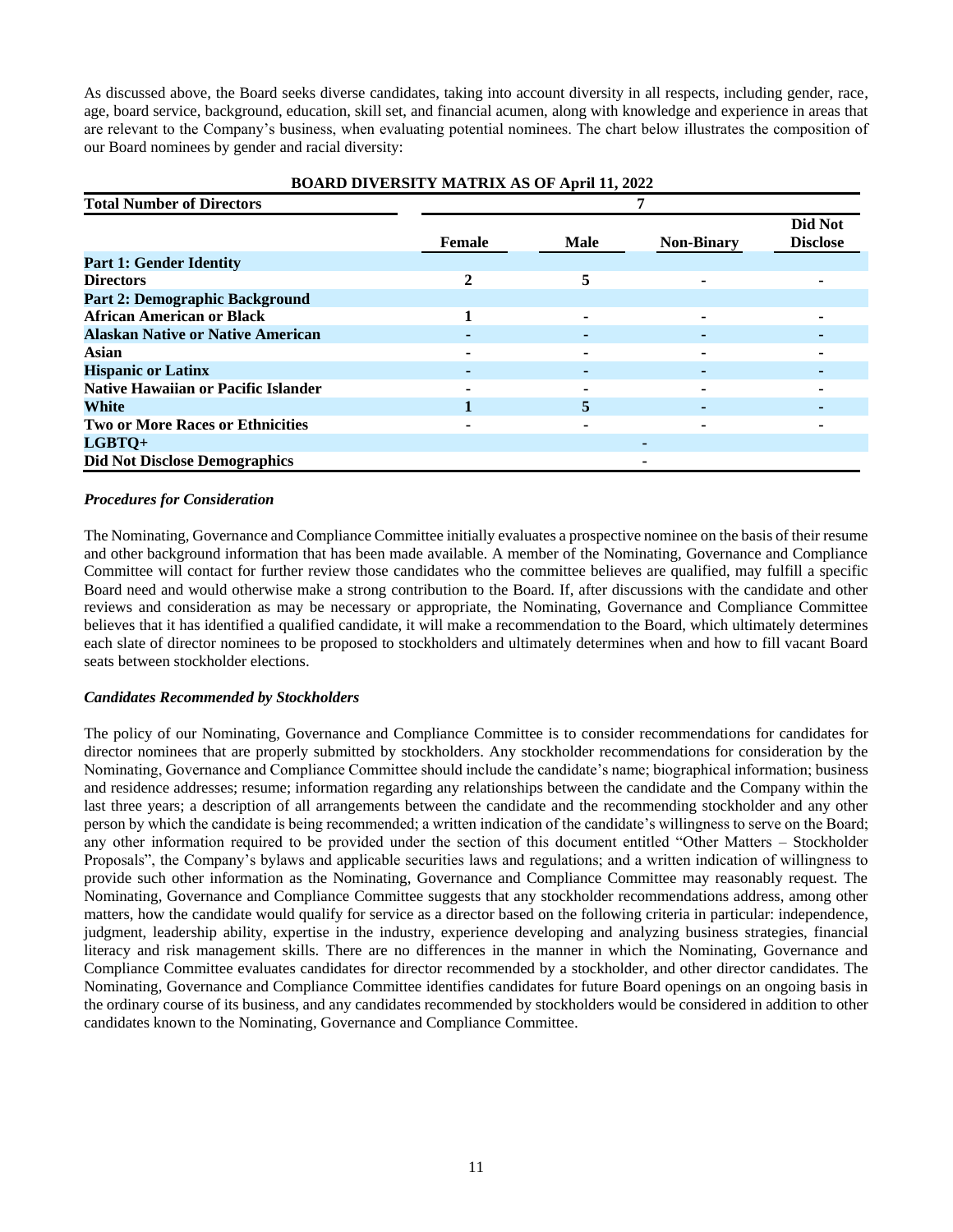As discussed above, the Board seeks diverse candidates, taking into account diversity in all respects, including gender, race, age, board service, background, education, skill set, and financial acumen, along with knowledge and experience in areas that are relevant to the Company's business, when evaluating potential nominees. The chart below illustrates the composition of our Board nominees by gender and racial diversity:

**BOARD DIVERSITY MATRIX AS OF April 11, 2022**

| **Total Number of Directors** | **7** | | | |
|---|---|---|---|---|
| | **Female** | **Male** | **Non-Binary** | **Did Not Disclose** |
| **Part 1: Gender Identity** | | | | |
| **Directors** | 2 | 5 | - | - |
| **Part 2: Demographic Background** | | | | |
| **African American or Black** | 1 | - | - | - |
| **Alaskan Native or Native American** | - | - | - | - |
| **Asian** | - | - | - | - |
| **Hispanic or Latinx** | - | - | - | - |
| **Native Hawaiian or Pacific Islander** | - | - | - | - |
| **White** | 1 | 5 | - | - |
| **Two or More Races or Ethnicities** | - | - | - | - |
| **LGBTQ+** | - | | | |
| **Did Not Disclose Demographics** | - | | | |

***Procedures for Consideration***

The Nominating, Governance and Compliance Committee initially evaluates a prospective nominee on the basis of their resume and other background information that has been made available. A member of the Nominating, Governance and Compliance Committee will contact for further review those candidates who the committee believes are qualified, may fulfill a specific Board need and would otherwise make a strong contribution to the Board. If, after discussions with the candidate and other reviews and consideration as may be necessary or appropriate, the Nominating, Governance and Compliance Committee believes that it has identified a qualified candidate, it will make a recommendation to the Board, which ultimately determines each slate of director nominees to be proposed to stockholders and ultimately determines when and how to fill vacant Board seats between stockholder elections.

***Candidates Recommended by Stockholders***

The policy of our Nominating, Governance and Compliance Committee is to consider recommendations for candidates for director nominees that are properly submitted by stockholders. Any stockholder recommendations for consideration by the Nominating, Governance and Compliance Committee should include the candidate's name; biographical information; business and residence addresses; resume; information regarding any relationships between the candidate and the Company within the last three years; a description of all arrangements between the candidate and the recommending stockholder and any other person by which the candidate is being recommended; a written indication of the candidate's willingness to serve on the Board; any other information required to be provided under the section of this document entitled "Other Matters – Stockholder Proposals", the Company's bylaws and applicable securities laws and regulations; and a written indication of willingness to provide such other information as the Nominating, Governance and Compliance Committee may reasonably request. The Nominating, Governance and Compliance Committee suggests that any stockholder recommendations address, among other matters, how the candidate would qualify for service as a director based on the following criteria in particular: independence, judgment, leadership ability, expertise in the industry, experience developing and analyzing business strategies, financial literacy and risk management skills. There are no differences in the manner in which the Nominating, Governance and Compliance Committee evaluates candidates for director recommended by a stockholder, and other director candidates. The Nominating, Governance and Compliance Committee identifies candidates for future Board openings on an ongoing basis in the ordinary course of its business, and any candidates recommended by stockholders would be considered in addition to other candidates known to the Nominating, Governance and Compliance Committee.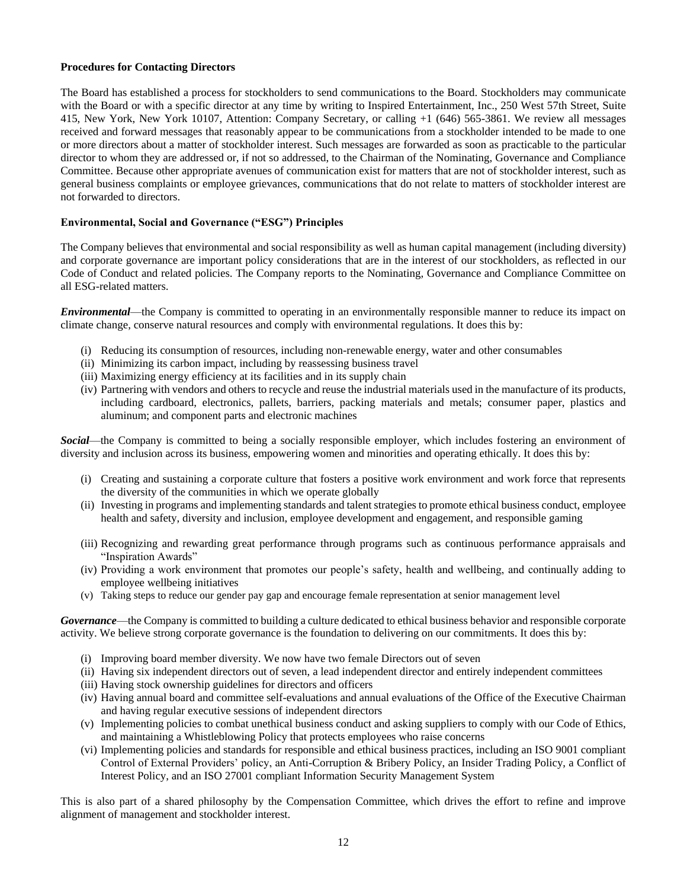**Procedures for Contacting Directors**

The Board has established a process for stockholders to send communications to the Board. Stockholders may communicate with the Board or with a specific director at any time by writing to Inspired Entertainment, Inc., 250 West 57th Street, Suite 415, New York, New York 10107, Attention: Company Secretary, or calling +1 (646) 565-3861. We review all messages received and forward messages that reasonably appear to be communications from a stockholder intended to be made to one or more directors about a matter of stockholder interest. Such messages are forwarded as soon as practicable to the particular director to whom they are addressed or, if not so addressed, to the Chairman of the Nominating, Governance and Compliance Committee. Because other appropriate avenues of communication exist for matters that are not of stockholder interest, such as general business complaints or employee grievances, communications that do not relate to matters of stockholder interest are not forwarded to directors.

**Environmental, Social and Governance ("ESG") Principles**

The Company believes that environmental and social responsibility as well as human capital management (including diversity) and corporate governance are important policy considerations that are in the interest of our stockholders, as reflected in our Code of Conduct and related policies. The Company reports to the Nominating, Governance and Compliance Committee on all ESG-related matters.

***Environmental***—the Company is committed to operating in an environmentally responsible manner to reduce its impact on climate change, conserve natural resources and comply with environmental regulations. It does this by:

(i) Reducing its consumption of resources, including non-renewable energy, water and other consumables
(ii) Minimizing its carbon impact, including by reassessing business travel
(iii) Maximizing energy efficiency at its facilities and in its supply chain
(iv) Partnering with vendors and others to recycle and reuse the industrial materials used in the manufacture of its products, including cardboard, electronics, pallets, barriers, packing materials and metals; consumer paper, plastics and aluminum; and component parts and electronic machines

***Social***—the Company is committed to being a socially responsible employer, which includes fostering an environment of diversity and inclusion across its business, empowering women and minorities and operating ethically. It does this by:

(i) Creating and sustaining a corporate culture that fosters a positive work environment and work force that represents the diversity of the communities in which we operate globally
(ii) Investing in programs and implementing standards and talent strategies to promote ethical business conduct, employee health and safety, diversity and inclusion, employee development and engagement, and responsible gaming
(iii) Recognizing and rewarding great performance through programs such as continuous performance appraisals and "Inspiration Awards"
(iv) Providing a work environment that promotes our people's safety, health and wellbeing, and continually adding to employee wellbeing initiatives
(v) Taking steps to reduce our gender pay gap and encourage female representation at senior management level

***Governance***—the Company is committed to building a culture dedicated to ethical business behavior and responsible corporate activity. We believe strong corporate governance is the foundation to delivering on our commitments. It does this by:

(i) Improving board member diversity. We now have two female Directors out of seven
(ii) Having six independent directors out of seven, a lead independent director and entirely independent committees
(iii) Having stock ownership guidelines for directors and officers
(iv) Having annual board and committee self-evaluations and annual evaluations of the Office of the Executive Chairman and having regular executive sessions of independent directors
(v) Implementing policies to combat unethical business conduct and asking suppliers to comply with our Code of Ethics, and maintaining a Whistleblowing Policy that protects employees who raise concerns
(vi) Implementing policies and standards for responsible and ethical business practices, including an ISO 9001 compliant Control of External Providers' policy, an Anti-Corruption & Bribery Policy, an Insider Trading Policy, a Conflict of Interest Policy, and an ISO 27001 compliant Information Security Management System

This is also part of a shared philosophy by the Compensation Committee, which drives the effort to refine and improve alignment of management and stockholder interest.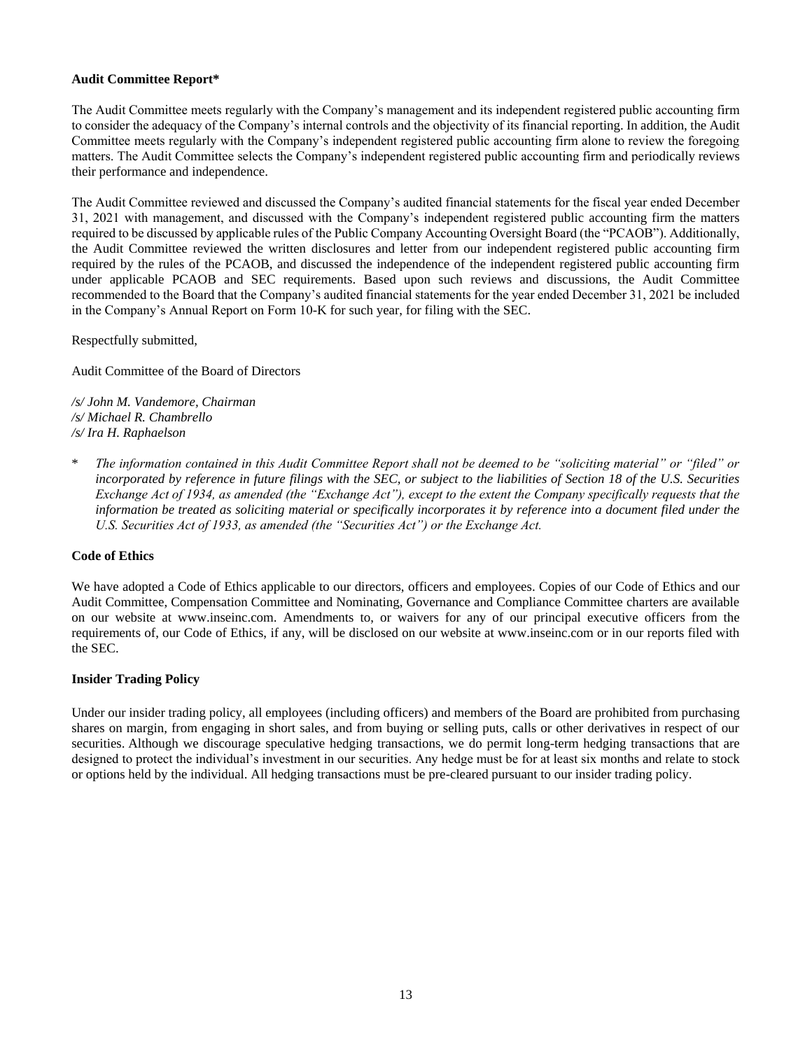**Audit Committee Report***

The Audit Committee meets regularly with the Company's management and its independent registered public accounting firm to consider the adequacy of the Company's internal controls and the objectivity of its financial reporting. In addition, the Audit Committee meets regularly with the Company's independent registered public accounting firm alone to review the foregoing matters. The Audit Committee selects the Company's independent registered public accounting firm and periodically reviews their performance and independence.

The Audit Committee reviewed and discussed the Company's audited financial statements for the fiscal year ended December 31, 2021 with management, and discussed with the Company's independent registered public accounting firm the matters required to be discussed by applicable rules of the Public Company Accounting Oversight Board (the "PCAOB"). Additionally, the Audit Committee reviewed the written disclosures and letter from our independent registered public accounting firm required by the rules of the PCAOB, and discussed the independence of the independent registered public accounting firm under applicable PCAOB and SEC requirements. Based upon such reviews and discussions, the Audit Committee recommended to the Board that the Company's audited financial statements for the year ended December 31, 2021 be included in the Company's Annual Report on Form 10-K for such year, for filing with the SEC.

Respectfully submitted,

Audit Committee of the Board of Directors

*/s/ John M. Vandemore, Chairman*
*/s/ Michael R. Chambrello*
*/s/ Ira H. Raphaelson*

\* *The information contained in this Audit Committee Report shall not be deemed to be "soliciting material" or "filed" or incorporated by reference in future filings with the SEC, or subject to the liabilities of Section 18 of the U.S. Securities Exchange Act of 1934, as amended (the "Exchange Act"), except to the extent the Company specifically requests that the information be treated as soliciting material or specifically incorporates it by reference into a document filed under the U.S. Securities Act of 1933, as amended (the "Securities Act") or the Exchange Act.*

**Code of Ethics**

We have adopted a Code of Ethics applicable to our directors, officers and employees. Copies of our Code of Ethics and our Audit Committee, Compensation Committee and Nominating, Governance and Compliance Committee charters are available on our website at www.inseinc.com. Amendments to, or waivers for any of our principal executive officers from the requirements of, our Code of Ethics, if any, will be disclosed on our website at www.inseinc.com or in our reports filed with the SEC.

**Insider Trading Policy**

Under our insider trading policy, all employees (including officers) and members of the Board are prohibited from purchasing shares on margin, from engaging in short sales, and from buying or selling puts, calls or other derivatives in respect of our securities. Although we discourage speculative hedging transactions, we do permit long-term hedging transactions that are designed to protect the individual's investment in our securities. Any hedge must be for at least six months and relate to stock or options held by the individual. All hedging transactions must be pre-cleared pursuant to our insider trading policy.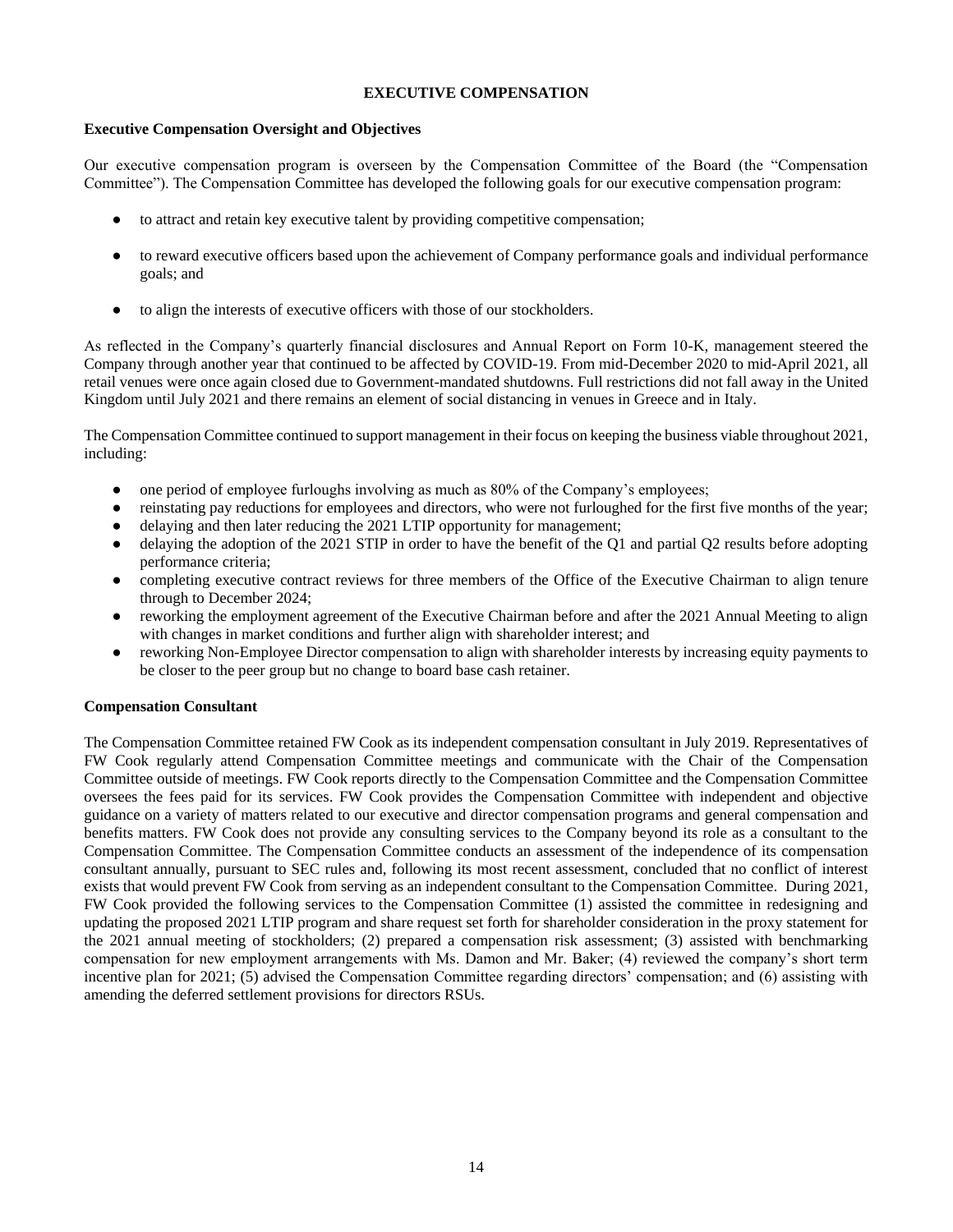# EXECUTIVE COMPENSATION

## Executive Compensation Oversight and Objectives

Our executive compensation program is overseen by the Compensation Committee of the Board (the "Compensation Committee"). The Compensation Committee has developed the following goals for our executive compensation program:

- to attract and retain key executive talent by providing competitive compensation;
- to reward executive officers based upon the achievement of Company performance goals and individual performance goals; and
- to align the interests of executive officers with those of our stockholders.

As reflected in the Company's quarterly financial disclosures and Annual Report on Form 10-K, management steered the Company through another year that continued to be affected by COVID-19. From mid-December 2020 to mid-April 2021, all retail venues were once again closed due to Government-mandated shutdowns. Full restrictions did not fall away in the United Kingdom until July 2021 and there remains an element of social distancing in venues in Greece and in Italy.

The Compensation Committee continued to support management in their focus on keeping the business viable throughout 2021, including:

- one period of employee furloughs involving as much as 80% of the Company's employees;
- reinstating pay reductions for employees and directors, who were not furloughed for the first five months of the year;
- delaying and then later reducing the 2021 LTIP opportunity for management;
- delaying the adoption of the 2021 STIP in order to have the benefit of the Q1 and partial Q2 results before adopting performance criteria;
- completing executive contract reviews for three members of the Office of the Executive Chairman to align tenure through to December 2024;
- reworking the employment agreement of the Executive Chairman before and after the 2021 Annual Meeting to align with changes in market conditions and further align with shareholder interest; and
- reworking Non-Employee Director compensation to align with shareholder interests by increasing equity payments to be closer to the peer group but no change to board base cash retainer.

## Compensation Consultant

The Compensation Committee retained FW Cook as its independent compensation consultant in July 2019. Representatives of FW Cook regularly attend Compensation Committee meetings and communicate with the Chair of the Compensation Committee outside of meetings. FW Cook reports directly to the Compensation Committee and the Compensation Committee oversees the fees paid for its services. FW Cook provides the Compensation Committee with independent and objective guidance on a variety of matters related to our executive and director compensation programs and general compensation and benefits matters. FW Cook does not provide any consulting services to the Company beyond its role as a consultant to the Compensation Committee. The Compensation Committee conducts an assessment of the independence of its compensation consultant annually, pursuant to SEC rules and, following its most recent assessment, concluded that no conflict of interest exists that would prevent FW Cook from serving as an independent consultant to the Compensation Committee. During 2021, FW Cook provided the following services to the Compensation Committee (1) assisted the committee in redesigning and updating the proposed 2021 LTIP program and share request set forth for shareholder consideration in the proxy statement for the 2021 annual meeting of stockholders; (2) prepared a compensation risk assessment; (3) assisted with benchmarking compensation for new employment arrangements with Ms. Damon and Mr. Baker; (4) reviewed the company's short term incentive plan for 2021; (5) advised the Compensation Committee regarding directors' compensation; and (6) assisting with amending the deferred settlement provisions for directors RSUs.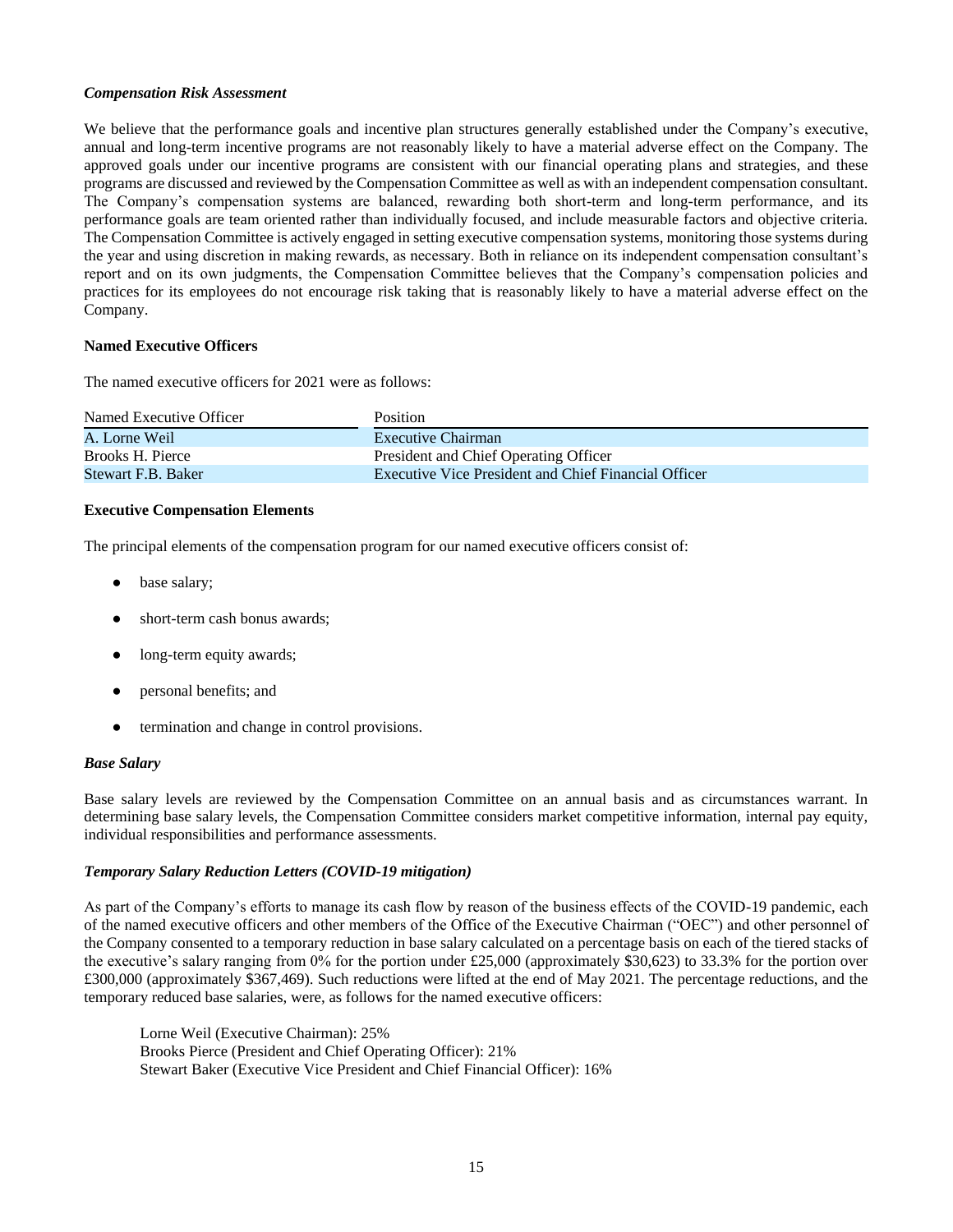*Compensation Risk Assessment*

We believe that the performance goals and incentive plan structures generally established under the Company's executive, annual and long-term incentive programs are not reasonably likely to have a material adverse effect on the Company. The approved goals under our incentive programs are consistent with our financial operating plans and strategies, and these programs are discussed and reviewed by the Compensation Committee as well as with an independent compensation consultant. The Company's compensation systems are balanced, rewarding both short-term and long-term performance, and its performance goals are team oriented rather than individually focused, and include measurable factors and objective criteria. The Compensation Committee is actively engaged in setting executive compensation systems, monitoring those systems during the year and using discretion in making rewards, as necessary. Both in reliance on its independent compensation consultant's report and on its own judgments, the Compensation Committee believes that the Company's compensation policies and practices for its employees do not encourage risk taking that is reasonably likely to have a material adverse effect on the Company.

**Named Executive Officers**

The named executive officers for 2021 were as follows:

| Named Executive Officer | Position |
|---|---|
| A. Lorne Weil | Executive Chairman |
| Brooks H. Pierce | President and Chief Operating Officer |
| Stewart F.B. Baker | Executive Vice President and Chief Financial Officer |

**Executive Compensation Elements**

The principal elements of the compensation program for our named executive officers consist of:

- base salary;
- short-term cash bonus awards;
- long-term equity awards;
- personal benefits; and
- termination and change in control provisions.

*Base Salary*

Base salary levels are reviewed by the Compensation Committee on an annual basis and as circumstances warrant. In determining base salary levels, the Compensation Committee considers market competitive information, internal pay equity, individual responsibilities and performance assessments.

*Temporary Salary Reduction Letters (COVID-19 mitigation)*

As part of the Company's efforts to manage its cash flow by reason of the business effects of the COVID-19 pandemic, each of the named executive officers and other members of the Office of the Executive Chairman ("OEC") and other personnel of the Company consented to a temporary reduction in base salary calculated on a percentage basis on each of the tiered stacks of the executive's salary ranging from 0% for the portion under £25,000 (approximately $30,623) to 33.3% for the portion over £300,000 (approximately $367,469). Such reductions were lifted at the end of May 2021. The percentage reductions, and the temporary reduced base salaries, were, as follows for the named executive officers:

Lorne Weil (Executive Chairman): 25%
Brooks Pierce (President and Chief Operating Officer): 21%
Stewart Baker (Executive Vice President and Chief Financial Officer): 16%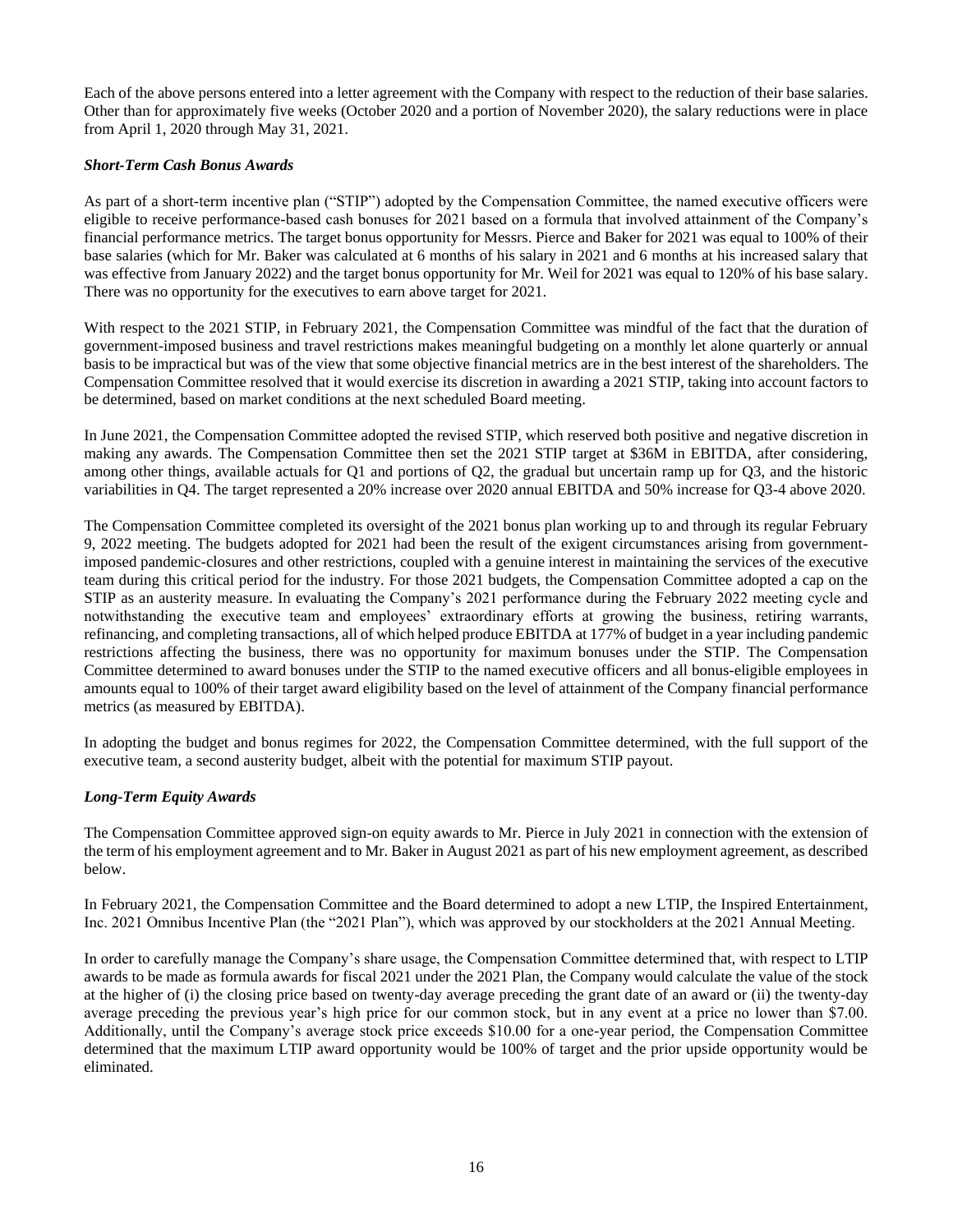Each of the above persons entered into a letter agreement with the Company with respect to the reduction of their base salaries. Other than for approximately five weeks (October 2020 and a portion of November 2020), the salary reductions were in place from April 1, 2020 through May 31, 2021.

### *Short-Term Cash Bonus Awards*

As part of a short-term incentive plan ("STIP") adopted by the Compensation Committee, the named executive officers were eligible to receive performance-based cash bonuses for 2021 based on a formula that involved attainment of the Company's financial performance metrics. The target bonus opportunity for Messrs. Pierce and Baker for 2021 was equal to 100% of their base salaries (which for Mr. Baker was calculated at 6 months of his salary in 2021 and 6 months at his increased salary that was effective from January 2022) and the target bonus opportunity for Mr. Weil for 2021 was equal to 120% of his base salary. There was no opportunity for the executives to earn above target for 2021.

With respect to the 2021 STIP, in February 2021, the Compensation Committee was mindful of the fact that the duration of government-imposed business and travel restrictions makes meaningful budgeting on a monthly let alone quarterly or annual basis to be impractical but was of the view that some objective financial metrics are in the best interest of the shareholders. The Compensation Committee resolved that it would exercise its discretion in awarding a 2021 STIP, taking into account factors to be determined, based on market conditions at the next scheduled Board meeting.

In June 2021, the Compensation Committee adopted the revised STIP, which reserved both positive and negative discretion in making any awards. The Compensation Committee then set the 2021 STIP target at $36M in EBITDA, after considering, among other things, available actuals for Q1 and portions of Q2, the gradual but uncertain ramp up for Q3, and the historic variabilities in Q4. The target represented a 20% increase over 2020 annual EBITDA and 50% increase for Q3-4 above 2020.

The Compensation Committee completed its oversight of the 2021 bonus plan working up to and through its regular February 9, 2022 meeting. The budgets adopted for 2021 had been the result of the exigent circumstances arising from government-imposed pandemic-closures and other restrictions, coupled with a genuine interest in maintaining the services of the executive team during this critical period for the industry. For those 2021 budgets, the Compensation Committee adopted a cap on the STIP as an austerity measure. In evaluating the Company's 2021 performance during the February 2022 meeting cycle and notwithstanding the executive team and employees' extraordinary efforts at growing the business, retiring warrants, refinancing, and completing transactions, all of which helped produce EBITDA at 177% of budget in a year including pandemic restrictions affecting the business, there was no opportunity for maximum bonuses under the STIP. The Compensation Committee determined to award bonuses under the STIP to the named executive officers and all bonus-eligible employees in amounts equal to 100% of their target award eligibility based on the level of attainment of the Company financial performance metrics (as measured by EBITDA).

In adopting the budget and bonus regimes for 2022, the Compensation Committee determined, with the full support of the executive team, a second austerity budget, albeit with the potential for maximum STIP payout.

### *Long-Term Equity Awards*

The Compensation Committee approved sign-on equity awards to Mr. Pierce in July 2021 in connection with the extension of the term of his employment agreement and to Mr. Baker in August 2021 as part of his new employment agreement, as described below.

In February 2021, the Compensation Committee and the Board determined to adopt a new LTIP, the Inspired Entertainment, Inc. 2021 Omnibus Incentive Plan (the "2021 Plan"), which was approved by our stockholders at the 2021 Annual Meeting.

In order to carefully manage the Company's share usage, the Compensation Committee determined that, with respect to LTIP awards to be made as formula awards for fiscal 2021 under the 2021 Plan, the Company would calculate the value of the stock at the higher of (i) the closing price based on twenty-day average preceding the grant date of an award or (ii) the twenty-day average preceding the previous year's high price for our common stock, but in any event at a price no lower than $7.00. Additionally, until the Company's average stock price exceeds $10.00 for a one-year period, the Compensation Committee determined that the maximum LTIP award opportunity would be 100% of target and the prior upside opportunity would be eliminated.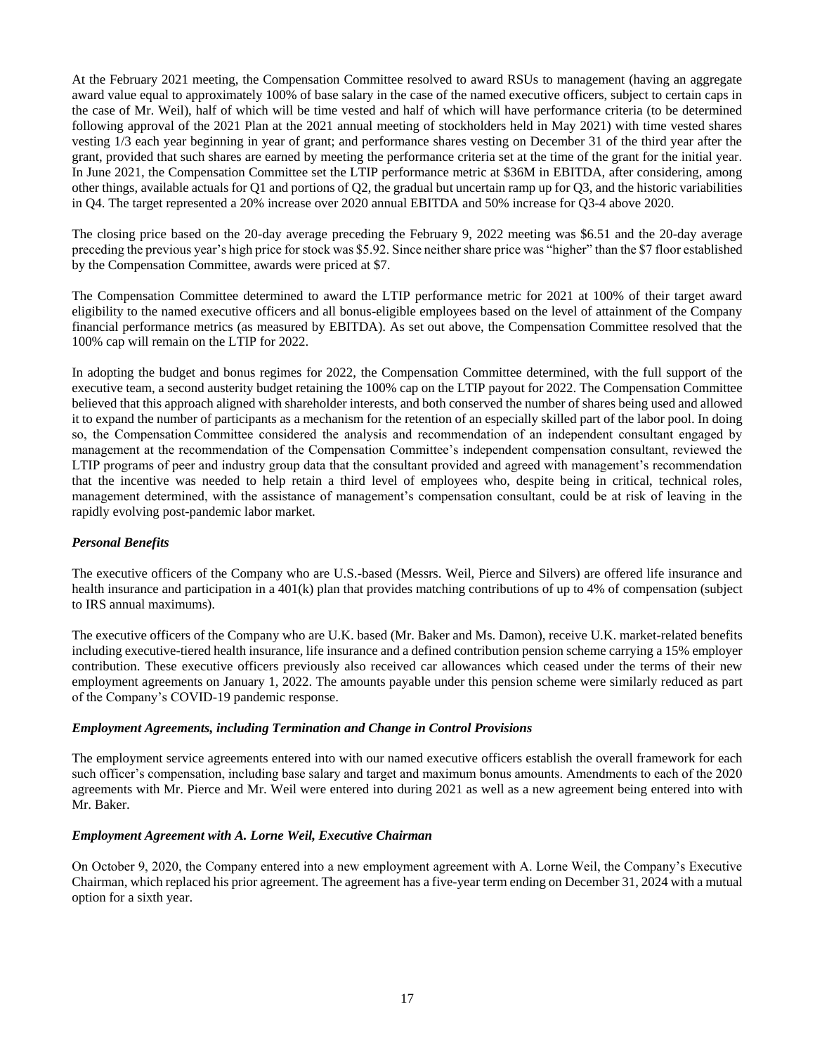At the February 2021 meeting, the Compensation Committee resolved to award RSUs to management (having an aggregate award value equal to approximately 100% of base salary in the case of the named executive officers, subject to certain caps in the case of Mr. Weil), half of which will be time vested and half of which will have performance criteria (to be determined following approval of the 2021 Plan at the 2021 annual meeting of stockholders held in May 2021) with time vested shares vesting 1/3 each year beginning in year of grant; and performance shares vesting on December 31 of the third year after the grant, provided that such shares are earned by meeting the performance criteria set at the time of the grant for the initial year. In June 2021, the Compensation Committee set the LTIP performance metric at $36M in EBITDA, after considering, among other things, available actuals for Q1 and portions of Q2, the gradual but uncertain ramp up for Q3, and the historic variabilities in Q4. The target represented a 20% increase over 2020 annual EBITDA and 50% increase for Q3-4 above 2020.

The closing price based on the 20-day average preceding the February 9, 2022 meeting was $6.51 and the 20-day average preceding the previous year's high price for stock was $5.92. Since neither share price was "higher" than the $7 floor established by the Compensation Committee, awards were priced at $7.

The Compensation Committee determined to award the LTIP performance metric for 2021 at 100% of their target award eligibility to the named executive officers and all bonus-eligible employees based on the level of attainment of the Company financial performance metrics (as measured by EBITDA). As set out above, the Compensation Committee resolved that the 100% cap will remain on the LTIP for 2022.

In adopting the budget and bonus regimes for 2022, the Compensation Committee determined, with the full support of the executive team, a second austerity budget retaining the 100% cap on the LTIP payout for 2022. The Compensation Committee believed that this approach aligned with shareholder interests, and both conserved the number of shares being used and allowed it to expand the number of participants as a mechanism for the retention of an especially skilled part of the labor pool. In doing so, the Compensation Committee considered the analysis and recommendation of an independent consultant engaged by management at the recommendation of the Compensation Committee's independent compensation consultant, reviewed the LTIP programs of peer and industry group data that the consultant provided and agreed with management's recommendation that the incentive was needed to help retain a third level of employees who, despite being in critical, technical roles, management determined, with the assistance of management's compensation consultant, could be at risk of leaving in the rapidly evolving post-pandemic labor market.

***Personal Benefits***

The executive officers of the Company who are U.S.-based (Messrs. Weil, Pierce and Silvers) are offered life insurance and health insurance and participation in a 401(k) plan that provides matching contributions of up to 4% of compensation (subject to IRS annual maximums).

The executive officers of the Company who are U.K. based (Mr. Baker and Ms. Damon), receive U.K. market-related benefits including executive-tiered health insurance, life insurance and a defined contribution pension scheme carrying a 15% employer contribution. These executive officers previously also received car allowances which ceased under the terms of their new employment agreements on January 1, 2022. The amounts payable under this pension scheme were similarly reduced as part of the Company's COVID-19 pandemic response.

***Employment Agreements, including Termination and Change in Control Provisions***

The employment service agreements entered into with our named executive officers establish the overall framework for each such officer's compensation, including base salary and target and maximum bonus amounts. Amendments to each of the 2020 agreements with Mr. Pierce and Mr. Weil were entered into during 2021 as well as a new agreement being entered into with Mr. Baker.

***Employment Agreement with A. Lorne Weil, Executive Chairman***

On October 9, 2020, the Company entered into a new employment agreement with A. Lorne Weil, the Company's Executive Chairman, which replaced his prior agreement. The agreement has a five-year term ending on December 31, 2024 with a mutual option for a sixth year.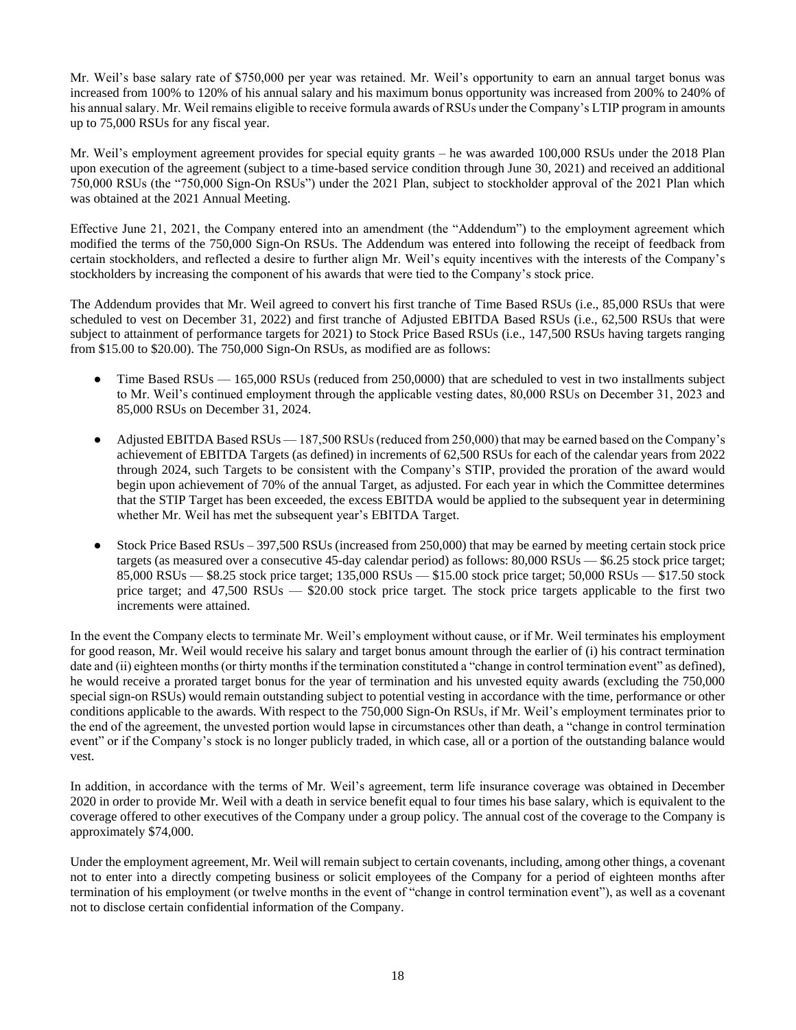Mr. Weil's base salary rate of $750,000 per year was retained. Mr. Weil's opportunity to earn an annual target bonus was increased from 100% to 120% of his annual salary and his maximum bonus opportunity was increased from 200% to 240% of his annual salary. Mr. Weil remains eligible to receive formula awards of RSUs under the Company's LTIP program in amounts up to 75,000 RSUs for any fiscal year.

Mr. Weil's employment agreement provides for special equity grants – he was awarded 100,000 RSUs under the 2018 Plan upon execution of the agreement (subject to a time-based service condition through June 30, 2021) and received an additional 750,000 RSUs (the "750,000 Sign-On RSUs") under the 2021 Plan, subject to stockholder approval of the 2021 Plan which was obtained at the 2021 Annual Meeting.

Effective June 21, 2021, the Company entered into an amendment (the "Addendum") to the employment agreement which modified the terms of the 750,000 Sign-On RSUs. The Addendum was entered into following the receipt of feedback from certain stockholders, and reflected a desire to further align Mr. Weil's equity incentives with the interests of the Company's stockholders by increasing the component of his awards that were tied to the Company's stock price.

The Addendum provides that Mr. Weil agreed to convert his first tranche of Time Based RSUs (i.e., 85,000 RSUs that were scheduled to vest on December 31, 2022) and first tranche of Adjusted EBITDA Based RSUs (i.e., 62,500 RSUs that were subject to attainment of performance targets for 2021) to Stock Price Based RSUs (i.e., 147,500 RSUs having targets ranging from $15.00 to $20.00). The 750,000 Sign-On RSUs, as modified are as follows:

- Time Based RSUs — 165,000 RSUs (reduced from 250,0000) that are scheduled to vest in two installments subject to Mr. Weil's continued employment through the applicable vesting dates, 80,000 RSUs on December 31, 2023 and 85,000 RSUs on December 31, 2024.
- Adjusted EBITDA Based RSUs — 187,500 RSUs (reduced from 250,000) that may be earned based on the Company's achievement of EBITDA Targets (as defined) in increments of 62,500 RSUs for each of the calendar years from 2022 through 2024, such Targets to be consistent with the Company's STIP, provided the proration of the award would begin upon achievement of 70% of the annual Target, as adjusted. For each year in which the Committee determines that the STIP Target has been exceeded, the excess EBITDA would be applied to the subsequent year in determining whether Mr. Weil has met the subsequent year's EBITDA Target.
- Stock Price Based RSUs – 397,500 RSUs (increased from 250,000) that may be earned by meeting certain stock price targets (as measured over a consecutive 45-day calendar period) as follows: 80,000 RSUs — $6.25 stock price target; 85,000 RSUs — $8.25 stock price target; 135,000 RSUs — $15.00 stock price target; 50,000 RSUs — $17.50 stock price target; and 47,500 RSUs — $20.00 stock price target. The stock price targets applicable to the first two increments were attained.

In the event the Company elects to terminate Mr. Weil's employment without cause, or if Mr. Weil terminates his employment for good reason, Mr. Weil would receive his salary and target bonus amount through the earlier of (i) his contract termination date and (ii) eighteen months (or thirty months if the termination constituted a "change in control termination event" as defined), he would receive a prorated target bonus for the year of termination and his unvested equity awards (excluding the 750,000 special sign-on RSUs) would remain outstanding subject to potential vesting in accordance with the time, performance or other conditions applicable to the awards. With respect to the 750,000 Sign-On RSUs, if Mr. Weil's employment terminates prior to the end of the agreement, the unvested portion would lapse in circumstances other than death, a "change in control termination event" or if the Company's stock is no longer publicly traded, in which case, all or a portion of the outstanding balance would vest.

In addition, in accordance with the terms of Mr. Weil's agreement, term life insurance coverage was obtained in December 2020 in order to provide Mr. Weil with a death in service benefit equal to four times his base salary, which is equivalent to the coverage offered to other executives of the Company under a group policy. The annual cost of the coverage to the Company is approximately $74,000.

Under the employment agreement, Mr. Weil will remain subject to certain covenants, including, among other things, a covenant not to enter into a directly competing business or solicit employees of the Company for a period of eighteen months after termination of his employment (or twelve months in the event of "change in control termination event"), as well as a covenant not to disclose certain confidential information of the Company.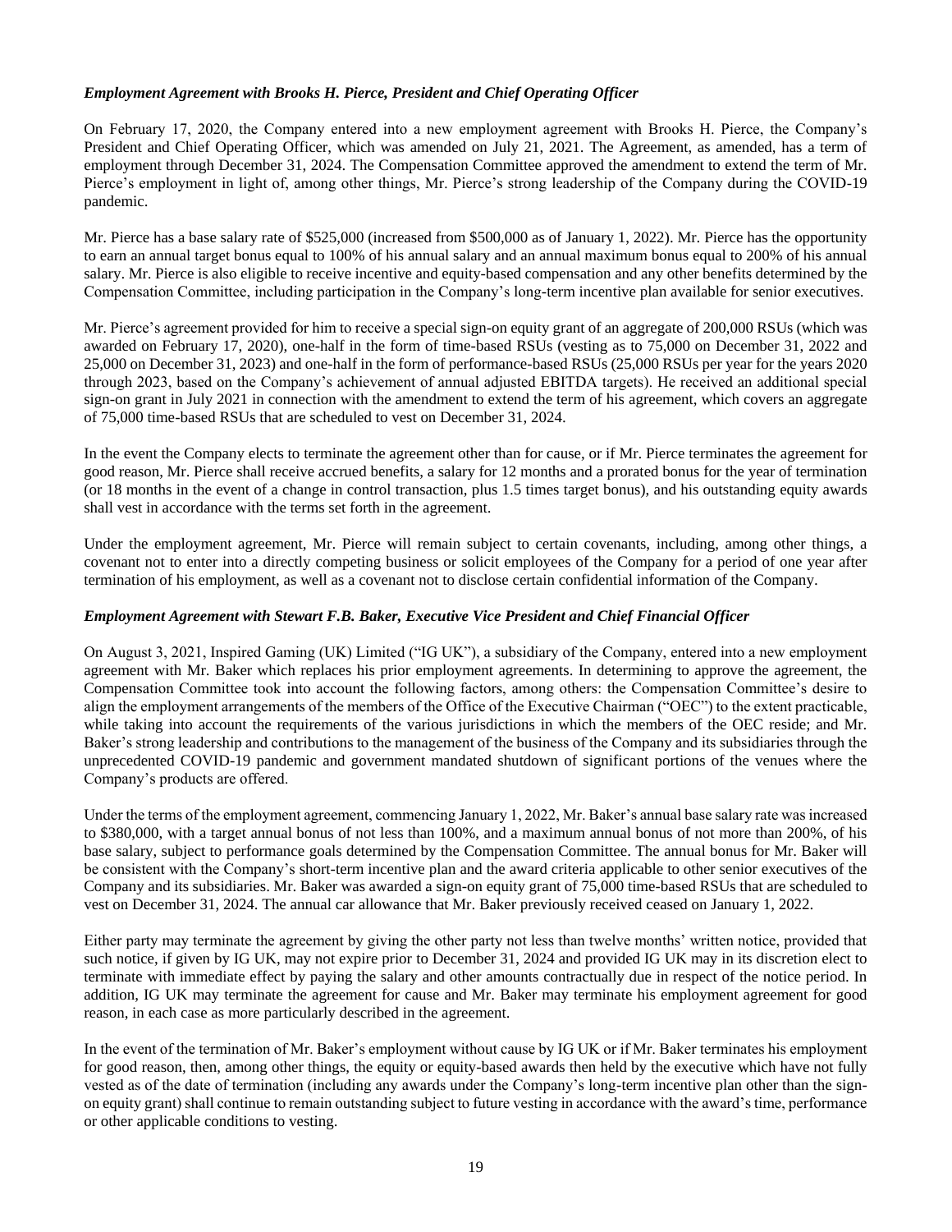***Employment Agreement with Brooks H. Pierce, President and Chief Operating Officer***

On February 17, 2020, the Company entered into a new employment agreement with Brooks H. Pierce, the Company's President and Chief Operating Officer, which was amended on July 21, 2021. The Agreement, as amended, has a term of employment through December 31, 2024. The Compensation Committee approved the amendment to extend the term of Mr. Pierce's employment in light of, among other things, Mr. Pierce's strong leadership of the Company during the COVID-19 pandemic.

Mr. Pierce has a base salary rate of $525,000 (increased from $500,000 as of January 1, 2022). Mr. Pierce has the opportunity to earn an annual target bonus equal to 100% of his annual salary and an annual maximum bonus equal to 200% of his annual salary. Mr. Pierce is also eligible to receive incentive and equity-based compensation and any other benefits determined by the Compensation Committee, including participation in the Company's long-term incentive plan available for senior executives.

Mr. Pierce's agreement provided for him to receive a special sign-on equity grant of an aggregate of 200,000 RSUs (which was awarded on February 17, 2020), one-half in the form of time-based RSUs (vesting as to 75,000 on December 31, 2022 and 25,000 on December 31, 2023) and one-half in the form of performance-based RSUs (25,000 RSUs per year for the years 2020 through 2023, based on the Company's achievement of annual adjusted EBITDA targets). He received an additional special sign-on grant in July 2021 in connection with the amendment to extend the term of his agreement, which covers an aggregate of 75,000 time-based RSUs that are scheduled to vest on December 31, 2024.

In the event the Company elects to terminate the agreement other than for cause, or if Mr. Pierce terminates the agreement for good reason, Mr. Pierce shall receive accrued benefits, a salary for 12 months and a prorated bonus for the year of termination (or 18 months in the event of a change in control transaction, plus 1.5 times target bonus), and his outstanding equity awards shall vest in accordance with the terms set forth in the agreement.

Under the employment agreement, Mr. Pierce will remain subject to certain covenants, including, among other things, a covenant not to enter into a directly competing business or solicit employees of the Company for a period of one year after termination of his employment, as well as a covenant not to disclose certain confidential information of the Company.

***Employment Agreement with Stewart F.B. Baker, Executive Vice President and Chief Financial Officer***

On August 3, 2021, Inspired Gaming (UK) Limited ("IG UK"), a subsidiary of the Company, entered into a new employment agreement with Mr. Baker which replaces his prior employment agreements. In determining to approve the agreement, the Compensation Committee took into account the following factors, among others: the Compensation Committee's desire to align the employment arrangements of the members of the Office of the Executive Chairman ("OEC") to the extent practicable, while taking into account the requirements of the various jurisdictions in which the members of the OEC reside; and Mr. Baker's strong leadership and contributions to the management of the business of the Company and its subsidiaries through the unprecedented COVID-19 pandemic and government mandated shutdown of significant portions of the venues where the Company's products are offered.

Under the terms of the employment agreement, commencing January 1, 2022, Mr. Baker's annual base salary rate was increased to $380,000, with a target annual bonus of not less than 100%, and a maximum annual bonus of not more than 200%, of his base salary, subject to performance goals determined by the Compensation Committee. The annual bonus for Mr. Baker will be consistent with the Company's short-term incentive plan and the award criteria applicable to other senior executives of the Company and its subsidiaries. Mr. Baker was awarded a sign-on equity grant of 75,000 time-based RSUs that are scheduled to vest on December 31, 2024. The annual car allowance that Mr. Baker previously received ceased on January 1, 2022.

Either party may terminate the agreement by giving the other party not less than twelve months' written notice, provided that such notice, if given by IG UK, may not expire prior to December 31, 2024 and provided IG UK may in its discretion elect to terminate with immediate effect by paying the salary and other amounts contractually due in respect of the notice period. In addition, IG UK may terminate the agreement for cause and Mr. Baker may terminate his employment agreement for good reason, in each case as more particularly described in the agreement.

In the event of the termination of Mr. Baker's employment without cause by IG UK or if Mr. Baker terminates his employment for good reason, then, among other things, the equity or equity-based awards then held by the executive which have not fully vested as of the date of termination (including any awards under the Company's long-term incentive plan other than the sign-on equity grant) shall continue to remain outstanding subject to future vesting in accordance with the award's time, performance or other applicable conditions to vesting.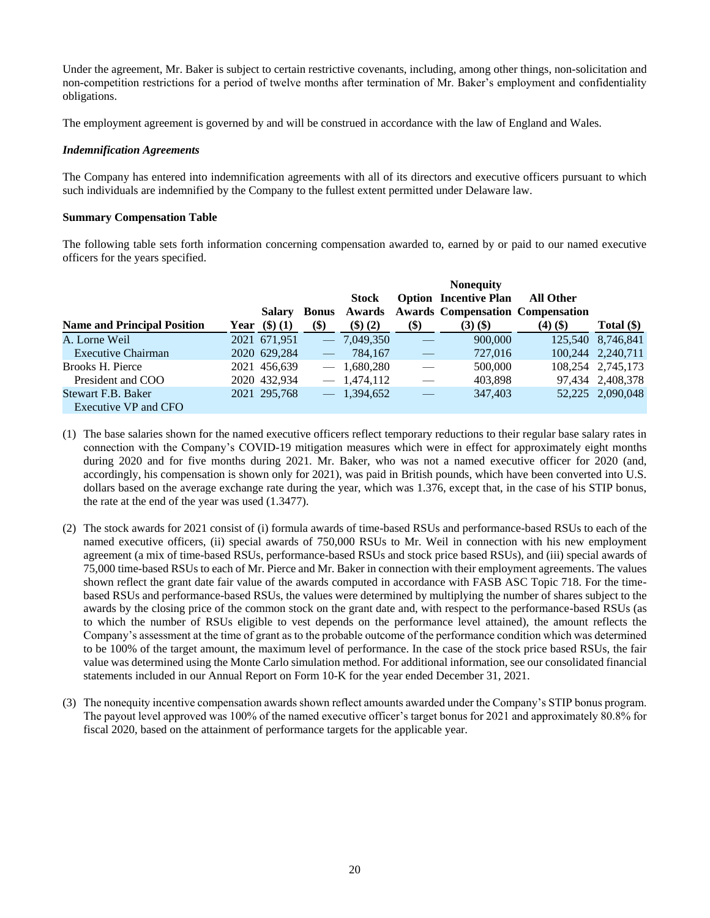Under the agreement, Mr. Baker is subject to certain restrictive covenants, including, among other things, non-solicitation and non-competition restrictions for a period of twelve months after termination of Mr. Baker's employment and confidentiality obligations.

The employment agreement is governed by and will be construed in accordance with the law of England and Wales.

***Indemnification Agreements***

The Company has entered into indemnification agreements with all of its directors and executive officers pursuant to which such individuals are indemnified by the Company to the fullest extent permitted under Delaware law.

**Summary Compensation Table**

The following table sets forth information concerning compensation awarded to, earned by or paid to our named executive officers for the years specified.

| Name and Principal Position | Year | Salary ($) (1) | Bonus ($) | Stock Awards ($) (2) | Option Awards ($) | Nonequity Incentive Plan Compensation (3) ($) | All Other Compensation (4) ($) | Total ($) |
|---|---|---|---|---|---|---|---|---|
| A. Lorne Weil | 2021 | 671,951 | — | 7,049,350 | — | 900,000 | 125,540 | 8,746,841 |
| Executive Chairman | 2020 | 629,284 | — | 784,167 | — | 727,016 | 100,244 | 2,240,711 |
| Brooks H. Pierce | 2021 | 456,639 | — | 1,680,280 | — | 500,000 | 108,254 | 2,745,173 |
| President and COO | 2020 | 432,934 | — | 1,474,112 | — | 403,898 | 97,434 | 2,408,378 |
| Stewart F.B. Baker | 2021 | 295,768 | — | 1,394,652 | — | 347,403 | 52,225 | 2,090,048 |
| Executive VP and CFO | | | | | | | | |

(1) The base salaries shown for the named executive officers reflect temporary reductions to their regular base salary rates in connection with the Company's COVID-19 mitigation measures which were in effect for approximately eight months during 2020 and for five months during 2021. Mr. Baker, who was not a named executive officer for 2020 (and, accordingly, his compensation is shown only for 2021), was paid in British pounds, which have been converted into U.S. dollars based on the average exchange rate during the year, which was 1.376, except that, in the case of his STIP bonus, the rate at the end of the year was used (1.3477).

(2) The stock awards for 2021 consist of (i) formula awards of time-based RSUs and performance-based RSUs to each of the named executive officers, (ii) special awards of 750,000 RSUs to Mr. Weil in connection with his new employment agreement (a mix of time-based RSUs, performance-based RSUs and stock price based RSUs), and (iii) special awards of 75,000 time-based RSUs to each of Mr. Pierce and Mr. Baker in connection with their employment agreements. The values shown reflect the grant date fair value of the awards computed in accordance with FASB ASC Topic 718. For the time-based RSUs and performance-based RSUs, the values were determined by multiplying the number of shares subject to the awards by the closing price of the common stock on the grant date and, with respect to the performance-based RSUs (as to which the number of RSUs eligible to vest depends on the performance level attained), the amount reflects the Company's assessment at the time of grant as to the probable outcome of the performance condition which was determined to be 100% of the target amount, the maximum level of performance. In the case of the stock price based RSUs, the fair value was determined using the Monte Carlo simulation method. For additional information, see our consolidated financial statements included in our Annual Report on Form 10-K for the year ended December 31, 2021.

(3) The nonequity incentive compensation awards shown reflect amounts awarded under the Company's STIP bonus program. The payout level approved was 100% of the named executive officer's target bonus for 2021 and approximately 80.8% for fiscal 2020, based on the attainment of performance targets for the applicable year.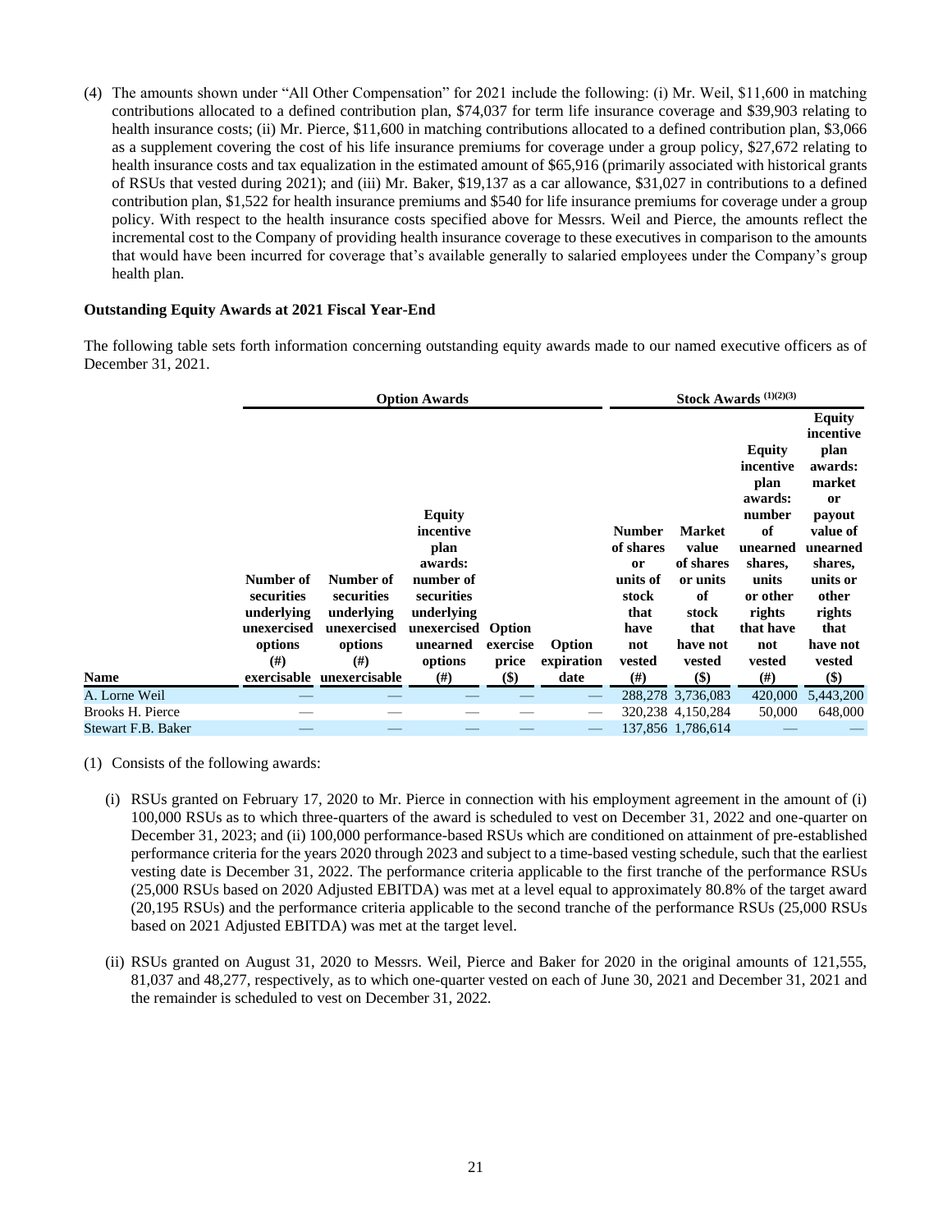(4) The amounts shown under “All Other Compensation” for 2021 include the following: (i) Mr. Weil, $11,600 in matching contributions allocated to a defined contribution plan, $74,037 for term life insurance coverage and $39,903 relating to health insurance costs; (ii) Mr. Pierce, $11,600 in matching contributions allocated to a defined contribution plan, $3,066 as a supplement covering the cost of his life insurance premiums for coverage under a group policy, $27,672 relating to health insurance costs and tax equalization in the estimated amount of $65,916 (primarily associated with historical grants of RSUs that vested during 2021); and (iii) Mr. Baker, $19,137 as a car allowance, $31,027 in contributions to a defined contribution plan, $1,522 for health insurance premiums and $540 for life insurance premiums for coverage under a group policy. With respect to the health insurance costs specified above for Messrs. Weil and Pierce, the amounts reflect the incremental cost to the Company of providing health insurance coverage to these executives in comparison to the amounts that would have been incurred for coverage that’s available generally to salaried employees under the Company’s group health plan.

**Outstanding Equity Awards at 2021 Fiscal Year-End**

The following table sets forth information concerning outstanding equity awards made to our named executive officers as of December 31, 2021.

| | Option Awards | | | | | Stock Awards (1)(2)(3) | | | |
|---|---|---|---|---|---|---|---|---|---|
| **Name** | **Number of securities underlying unexercised options (#) exercisable** | **Number of securities underlying unexercised options (#) unexercisable** | **Equity incentive plan awards: number of securities underlying unexercised unearned options (#)** | **Option exercise price ($)** | **Option expiration date** | **Number of shares or units of stock that have not vested (#)** | **Market value of shares or units of stock that have not vested ($)** | **Equity incentive plan awards: number of unearned shares, units or other rights that have not vested (#)** | **Equity incentive plan awards: market or payout value of unearned shares, units or other rights that have not vested ($)** |
| A. Lorne Weil | — | — | — | — | — | 288,278 | 3,736,083 | 420,000 | 5,443,200 |
| Brooks H. Pierce | — | — | — | — | — | 320,238 | 4,150,284 | 50,000 | 648,000 |
| Stewart F.B. Baker | — | — | — | — | — | 137,856 | 1,786,614 | — | — |

(1) Consists of the following awards:

(i) RSUs granted on February 17, 2020 to Mr. Pierce in connection with his employment agreement in the amount of (i) 100,000 RSUs as to which three-quarters of the award is scheduled to vest on December 31, 2022 and one-quarter on December 31, 2023; and (ii) 100,000 performance-based RSUs which are conditioned on attainment of pre-established performance criteria for the years 2020 through 2023 and subject to a time-based vesting schedule, such that the earliest vesting date is December 31, 2022. The performance criteria applicable to the first tranche of the performance RSUs (25,000 RSUs based on 2020 Adjusted EBITDA) was met at a level equal to approximately 80.8% of the target award (20,195 RSUs) and the performance criteria applicable to the second tranche of the performance RSUs (25,000 RSUs based on 2021 Adjusted EBITDA) was met at the target level.

(ii) RSUs granted on August 31, 2020 to Messrs. Weil, Pierce and Baker for 2020 in the original amounts of 121,555, 81,037 and 48,277, respectively, as to which one-quarter vested on each of June 30, 2021 and December 31, 2021 and the remainder is scheduled to vest on December 31, 2022.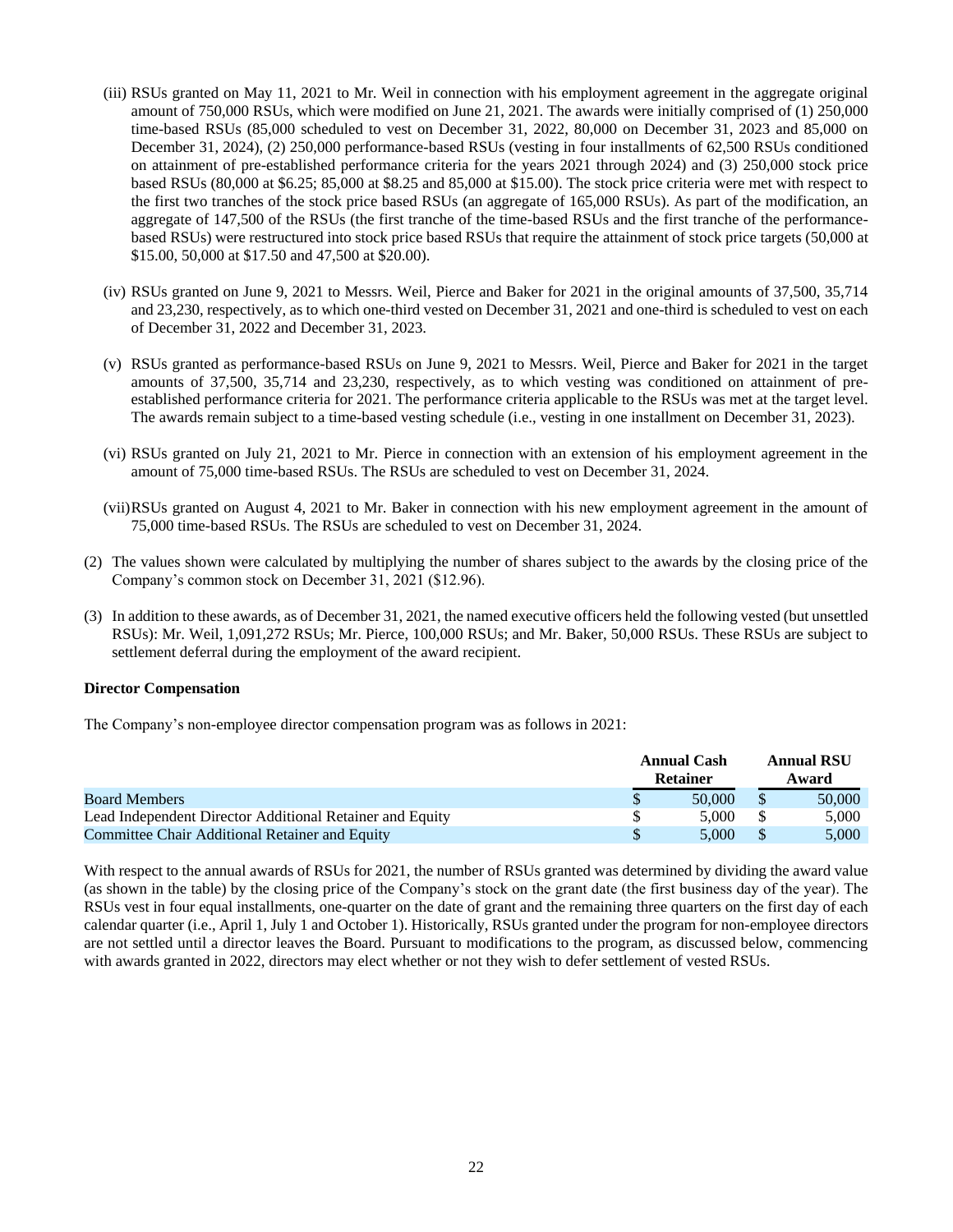(iii) RSUs granted on May 11, 2021 to Mr. Weil in connection with his employment agreement in the aggregate original amount of 750,000 RSUs, which were modified on June 21, 2021. The awards were initially comprised of (1) 250,000 time-based RSUs (85,000 scheduled to vest on December 31, 2022, 80,000 on December 31, 2023 and 85,000 on December 31, 2024), (2) 250,000 performance-based RSUs (vesting in four installments of 62,500 RSUs conditioned on attainment of pre-established performance criteria for the years 2021 through 2024) and (3) 250,000 stock price based RSUs (80,000 at $6.25; 85,000 at $8.25 and 85,000 at $15.00). The stock price criteria were met with respect to the first two tranches of the stock price based RSUs (an aggregate of 165,000 RSUs). As part of the modification, an aggregate of 147,500 of the RSUs (the first tranche of the time-based RSUs and the first tranche of the performance-based RSUs) were restructured into stock price based RSUs that require the attainment of stock price targets (50,000 at $15.00, 50,000 at $17.50 and 47,500 at $20.00).

(iv) RSUs granted on June 9, 2021 to Messrs. Weil, Pierce and Baker for 2021 in the original amounts of 37,500, 35,714 and 23,230, respectively, as to which one-third vested on December 31, 2021 and one-third is scheduled to vest on each of December 31, 2022 and December 31, 2023.

(v) RSUs granted as performance-based RSUs on June 9, 2021 to Messrs. Weil, Pierce and Baker for 2021 in the target amounts of 37,500, 35,714 and 23,230, respectively, as to which vesting was conditioned on attainment of pre-established performance criteria for 2021. The performance criteria applicable to the RSUs was met at the target level. The awards remain subject to a time-based vesting schedule (i.e., vesting in one installment on December 31, 2023).

(vi) RSUs granted on July 21, 2021 to Mr. Pierce in connection with an extension of his employment agreement in the amount of 75,000 time-based RSUs. The RSUs are scheduled to vest on December 31, 2024.

(vii) RSUs granted on August 4, 2021 to Mr. Baker in connection with his new employment agreement in the amount of 75,000 time-based RSUs. The RSUs are scheduled to vest on December 31, 2024.

(2) The values shown were calculated by multiplying the number of shares subject to the awards by the closing price of the Company's common stock on December 31, 2021 ($12.96).

(3) In addition to these awards, as of December 31, 2021, the named executive officers held the following vested (but unsettled RSUs): Mr. Weil, 1,091,272 RSUs; Mr. Pierce, 100,000 RSUs; and Mr. Baker, 50,000 RSUs. These RSUs are subject to settlement deferral during the employment of the award recipient.

**Director Compensation**

The Company's non-employee director compensation program was as follows in 2021:

| | Annual Cash Retainer | Annual RSU Award |
|---|---|---|
| Board Members | $ 50,000 | $ 50,000 |
| Lead Independent Director Additional Retainer and Equity | $ 5,000 | $ 5,000 |
| Committee Chair Additional Retainer and Equity | $ 5,000 | $ 5,000 |

With respect to the annual awards of RSUs for 2021, the number of RSUs granted was determined by dividing the award value (as shown in the table) by the closing price of the Company's stock on the grant date (the first business day of the year). The RSUs vest in four equal installments, one-quarter on the date of grant and the remaining three quarters on the first day of each calendar quarter (i.e., April 1, July 1 and October 1). Historically, RSUs granted under the program for non-employee directors are not settled until a director leaves the Board. Pursuant to modifications to the program, as discussed below, commencing with awards granted in 2022, directors may elect whether or not they wish to defer settlement of vested RSUs.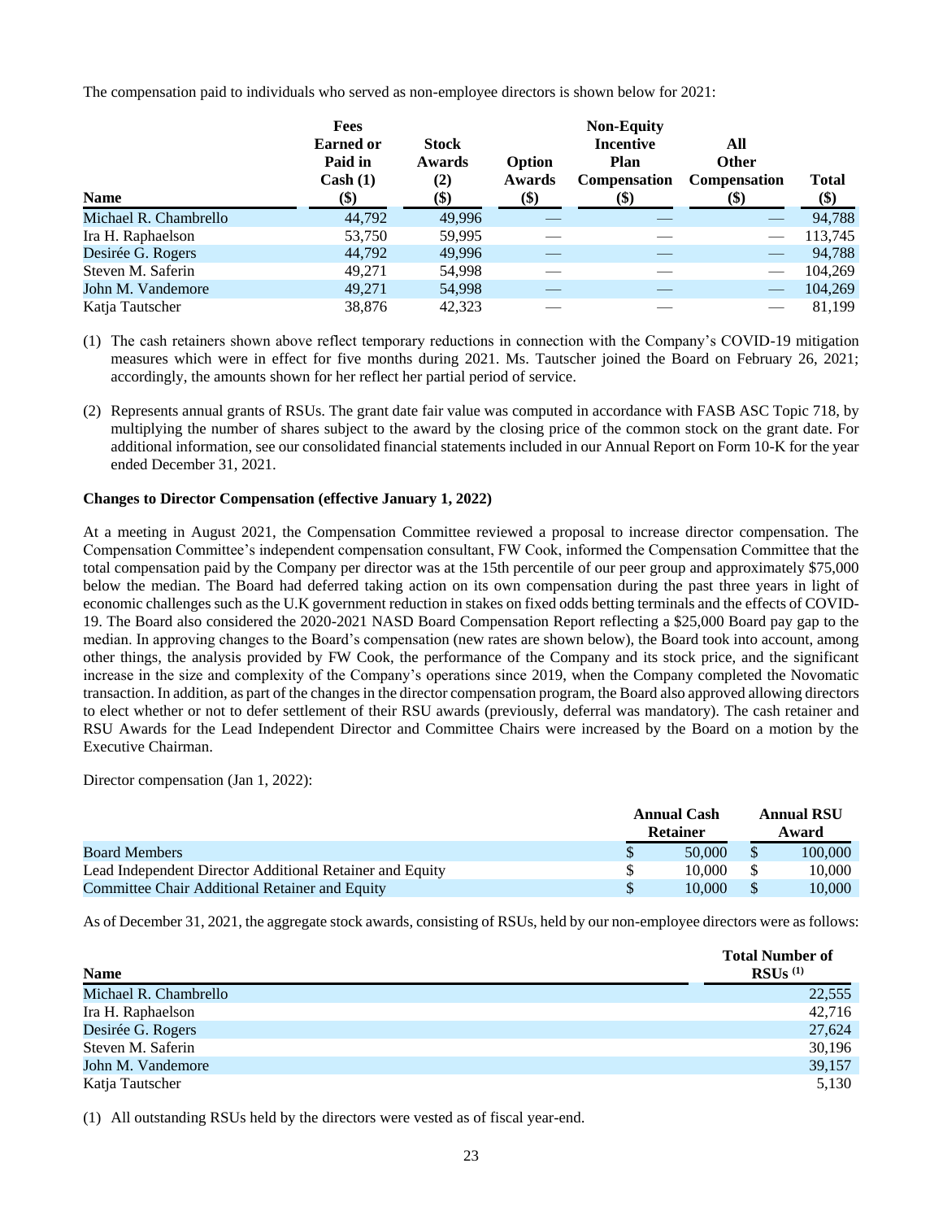The compensation paid to individuals who served as non-employee directors is shown below for 2021:

| Name | Fees Earned or Paid in Cash (1) ($) | Stock Awards (2) ($) | Option Awards ($) | Non-Equity Incentive Plan Compensation ($) | All Other Compensation ($) | Total ($) |
|---|---|---|---|---|---|---|
| Michael R. Chambrello | 44,792 | 49,996 | — | — | — | 94,788 |
| Ira H. Raphaelson | 53,750 | 59,995 | — | — | — | 113,745 |
| Desirée G. Rogers | 44,792 | 49,996 | — | — | — | 94,788 |
| Steven M. Saferin | 49,271 | 54,998 | — | — | — | 104,269 |
| John M. Vandemore | 49,271 | 54,998 | — | — | — | 104,269 |
| Katja Tautscher | 38,876 | 42,323 | — | — | — | 81,199 |

(1) The cash retainers shown above reflect temporary reductions in connection with the Company's COVID-19 mitigation measures which were in effect for five months during 2021. Ms. Tautscher joined the Board on February 26, 2021; accordingly, the amounts shown for her reflect her partial period of service.

(2) Represents annual grants of RSUs. The grant date fair value was computed in accordance with FASB ASC Topic 718, by multiplying the number of shares subject to the award by the closing price of the common stock on the grant date. For additional information, see our consolidated financial statements included in our Annual Report on Form 10-K for the year ended December 31, 2021.

**Changes to Director Compensation (effective January 1, 2022)**

At a meeting in August 2021, the Compensation Committee reviewed a proposal to increase director compensation. The Compensation Committee's independent compensation consultant, FW Cook, informed the Compensation Committee that the total compensation paid by the Company per director was at the 15th percentile of our peer group and approximately $75,000 below the median. The Board had deferred taking action on its own compensation during the past three years in light of economic challenges such as the U.K government reduction in stakes on fixed odds betting terminals and the effects of COVID-19. The Board also considered the 2020-2021 NASD Board Compensation Report reflecting a $25,000 Board pay gap to the median. In approving changes to the Board's compensation (new rates are shown below), the Board took into account, among other things, the analysis provided by FW Cook, the performance of the Company and its stock price, and the significant increase in the size and complexity of the Company's operations since 2019, when the Company completed the Novomatic transaction. In addition, as part of the changes in the director compensation program, the Board also approved allowing directors to elect whether or not to defer settlement of their RSU awards (previously, deferral was mandatory). The cash retainer and RSU Awards for the Lead Independent Director and Committee Chairs were increased by the Board on a motion by the Executive Chairman.

Director compensation (Jan 1, 2022):

| | Annual Cash Retainer | Annual RSU Award |
|---|---|---|
| Board Members | $ 50,000 | $ 100,000 |
| Lead Independent Director Additional Retainer and Equity | $ 10,000 | $ 10,000 |
| Committee Chair Additional Retainer and Equity | $ 10,000 | $ 10,000 |

As of December 31, 2021, the aggregate stock awards, consisting of RSUs, held by our non-employee directors were as follows:

| Name | Total Number of RSUs (1) |
|---|---|
| Michael R. Chambrello | 22,555 |
| Ira H. Raphaelson | 42,716 |
| Desirée G. Rogers | 27,624 |
| Steven M. Saferin | 30,196 |
| John M. Vandemore | 39,157 |
| Katja Tautscher | 5,130 |

(1) All outstanding RSUs held by the directors were vested as of fiscal year-end.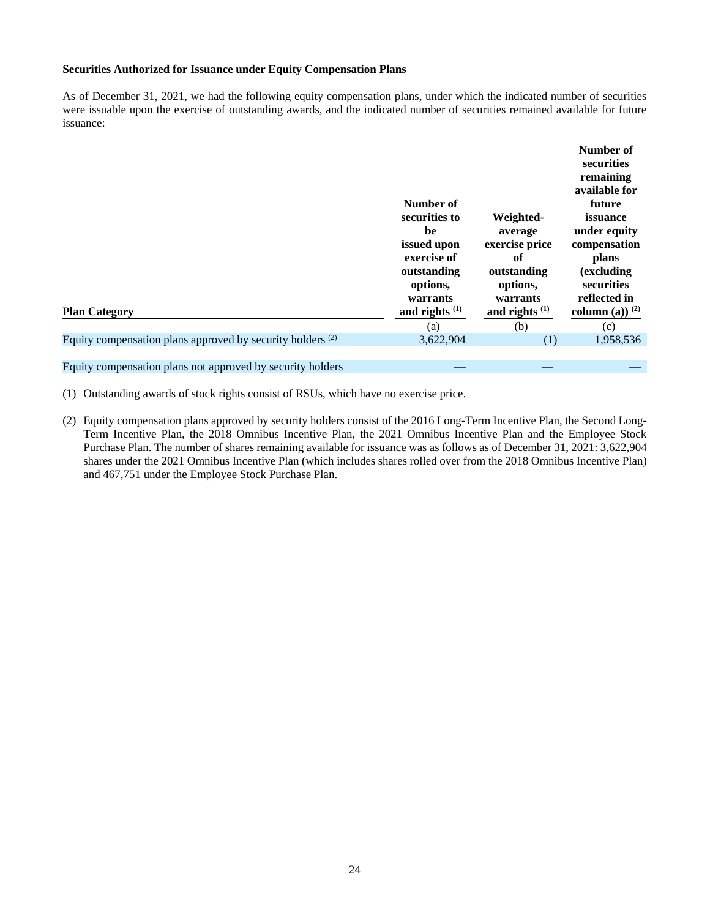**Securities Authorized for Issuance under Equity Compensation Plans**

As of December 31, 2021, we had the following equity compensation plans, under which the indicated number of securities were issuable upon the exercise of outstanding awards, and the indicated number of securities remained available for future issuance:

| Plan Category | Number of securities to be issued upon exercise of outstanding options, warrants and rights [(1)] | Weighted-average exercise price of outstanding options, warrants and rights [(1)] | Number of securities remaining available for future issuance under equity compensation plans (excluding securities reflected in column (a)) [(2)] |
|---|---|---|---|
| | (a) | (b) | (c) |
| Equity compensation plans approved by security holders [(2)] | 3,622,904 | (1) | 1,958,536 |
| Equity compensation plans not approved by security holders | — | — | — |

(1) Outstanding awards of stock rights consist of RSUs, which have no exercise price.

(2) Equity compensation plans approved by security holders consist of the 2016 Long-Term Incentive Plan, the Second Long-Term Incentive Plan, the 2018 Omnibus Incentive Plan, the 2021 Omnibus Incentive Plan and the Employee Stock Purchase Plan. The number of shares remaining available for issuance was as follows as of December 31, 2021: 3,622,904 shares under the 2021 Omnibus Incentive Plan (which includes shares rolled over from the 2018 Omnibus Incentive Plan) and 467,751 under the Employee Stock Purchase Plan.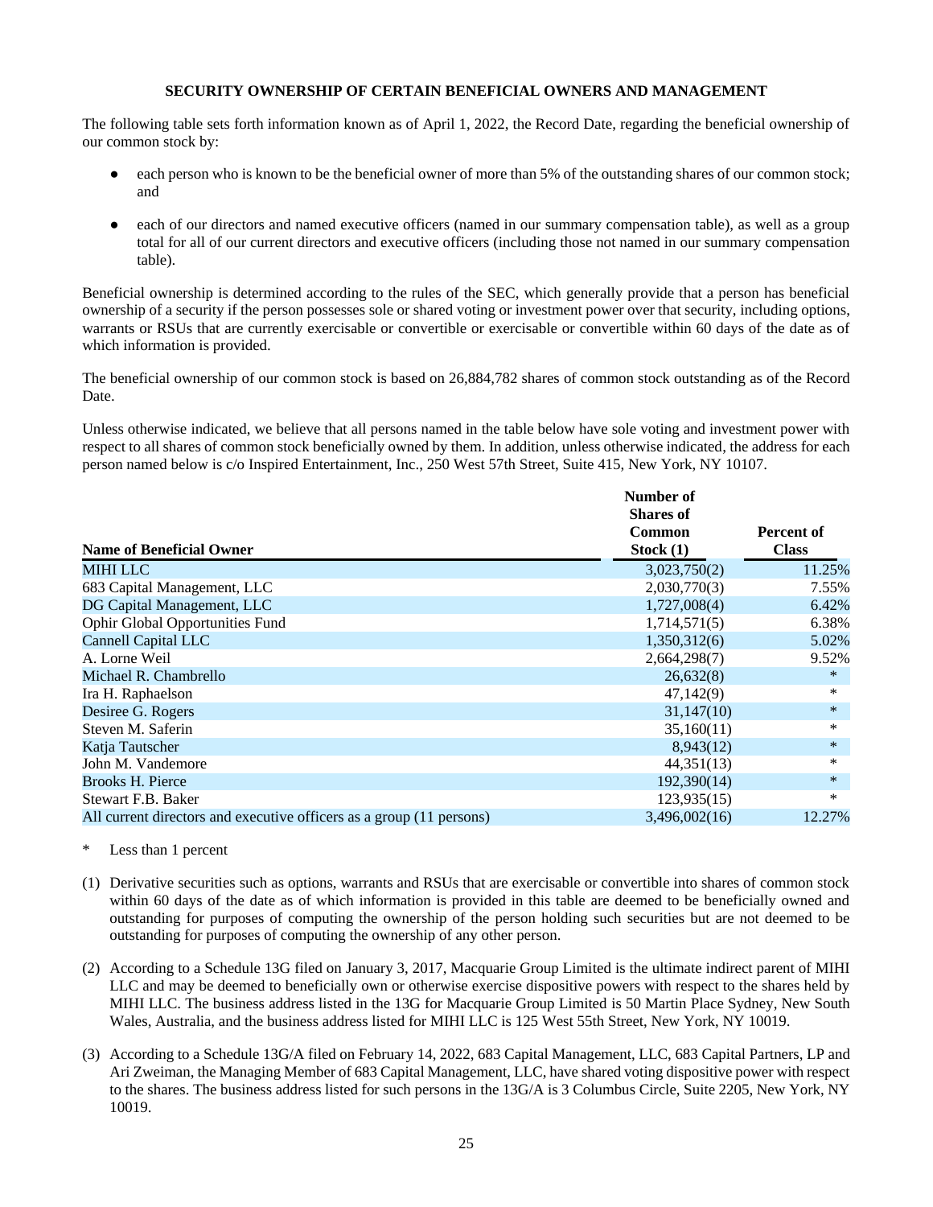## SECURITY OWNERSHIP OF CERTAIN BENEFICIAL OWNERS AND MANAGEMENT

The following table sets forth information known as of April 1, 2022, the Record Date, regarding the beneficial ownership of our common stock by:

- each person who is known to be the beneficial owner of more than 5% of the outstanding shares of our common stock; and
- each of our directors and named executive officers (named in our summary compensation table), as well as a group total for all of our current directors and executive officers (including those not named in our summary compensation table).

Beneficial ownership is determined according to the rules of the SEC, which generally provide that a person has beneficial ownership of a security if the person possesses sole or shared voting or investment power over that security, including options, warrants or RSUs that are currently exercisable or convertible or exercisable or convertible within 60 days of the date as of which information is provided.

The beneficial ownership of our common stock is based on 26,884,782 shares of common stock outstanding as of the Record Date.

Unless otherwise indicated, we believe that all persons named in the table below have sole voting and investment power with respect to all shares of common stock beneficially owned by them. In addition, unless otherwise indicated, the address for each person named below is c/o Inspired Entertainment, Inc., 250 West 57th Street, Suite 415, New York, NY 10107.

| Name of Beneficial Owner | Number of Shares of Common Stock (1) | Percent of Class |
|---|---|---|
| MIHI LLC | 3,023,750(2) | 11.25% |
| 683 Capital Management, LLC | 2,030,770(3) | 7.55% |
| DG Capital Management, LLC | 1,727,008(4) | 6.42% |
| Ophir Global Opportunities Fund | 1,714,571(5) | 6.38% |
| Cannell Capital LLC | 1,350,312(6) | 5.02% |
| A. Lorne Weil | 2,664,298(7) | 9.52% |
| Michael R. Chambrello | 26,632(8) | * |
| Ira H. Raphaelson | 47,142(9) | * |
| Desiree G. Rogers | 31,147(10) | * |
| Steven M. Saferin | 35,160(11) | * |
| Katja Tautscher | 8,943(12) | * |
| John M. Vandemore | 44,351(13) | * |
| Brooks H. Pierce | 192,390(14) | * |
| Stewart F.B. Baker | 123,935(15) | * |
| All current directors and executive officers as a group (11 persons) | 3,496,002(16) | 12.27% |

\* Less than 1 percent

(1) Derivative securities such as options, warrants and RSUs that are exercisable or convertible into shares of common stock within 60 days of the date as of which information is provided in this table are deemed to be beneficially owned and outstanding for purposes of computing the ownership of the person holding such securities but are not deemed to be outstanding for purposes of computing the ownership of any other person.

(2) According to a Schedule 13G filed on January 3, 2017, Macquarie Group Limited is the ultimate indirect parent of MIHI LLC and may be deemed to beneficially own or otherwise exercise dispositive powers with respect to the shares held by MIHI LLC. The business address listed in the 13G for Macquarie Group Limited is 50 Martin Place Sydney, New South Wales, Australia, and the business address listed for MIHI LLC is 125 West 55th Street, New York, NY 10019.

(3) According to a Schedule 13G/A filed on February 14, 2022, 683 Capital Management, LLC, 683 Capital Partners, LP and Ari Zweiman, the Managing Member of 683 Capital Management, LLC, have shared voting dispositive power with respect to the shares. The business address listed for such persons in the 13G/A is 3 Columbus Circle, Suite 2205, New York, NY 10019.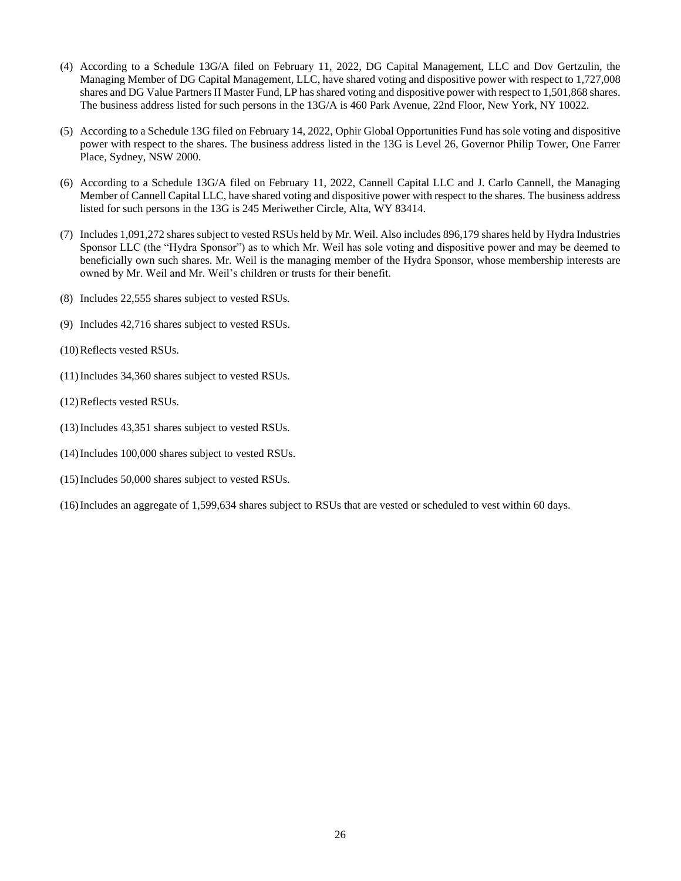(4) According to a Schedule 13G/A filed on February 11, 2022, DG Capital Management, LLC and Dov Gertzulin, the Managing Member of DG Capital Management, LLC, have shared voting and dispositive power with respect to 1,727,008 shares and DG Value Partners II Master Fund, LP has shared voting and dispositive power with respect to 1,501,868 shares. The business address listed for such persons in the 13G/A is 460 Park Avenue, 22nd Floor, New York, NY 10022.

(5) According to a Schedule 13G filed on February 14, 2022, Ophir Global Opportunities Fund has sole voting and dispositive power with respect to the shares. The business address listed in the 13G is Level 26, Governor Philip Tower, One Farrer Place, Sydney, NSW 2000.

(6) According to a Schedule 13G/A filed on February 11, 2022, Cannell Capital LLC and J. Carlo Cannell, the Managing Member of Cannell Capital LLC, have shared voting and dispositive power with respect to the shares. The business address listed for such persons in the 13G is 245 Meriwether Circle, Alta, WY 83414.

(7) Includes 1,091,272 shares subject to vested RSUs held by Mr. Weil. Also includes 896,179 shares held by Hydra Industries Sponsor LLC (the "Hydra Sponsor") as to which Mr. Weil has sole voting and dispositive power and may be deemed to beneficially own such shares. Mr. Weil is the managing member of the Hydra Sponsor, whose membership interests are owned by Mr. Weil and Mr. Weil's children or trusts for their benefit.

(8) Includes 22,555 shares subject to vested RSUs.

(9) Includes 42,716 shares subject to vested RSUs.

(10) Reflects vested RSUs.

(11) Includes 34,360 shares subject to vested RSUs.

(12) Reflects vested RSUs.

(13) Includes 43,351 shares subject to vested RSUs.

(14) Includes 100,000 shares subject to vested RSUs.

(15) Includes 50,000 shares subject to vested RSUs.

(16) Includes an aggregate of 1,599,634 shares subject to RSUs that are vested or scheduled to vest within 60 days.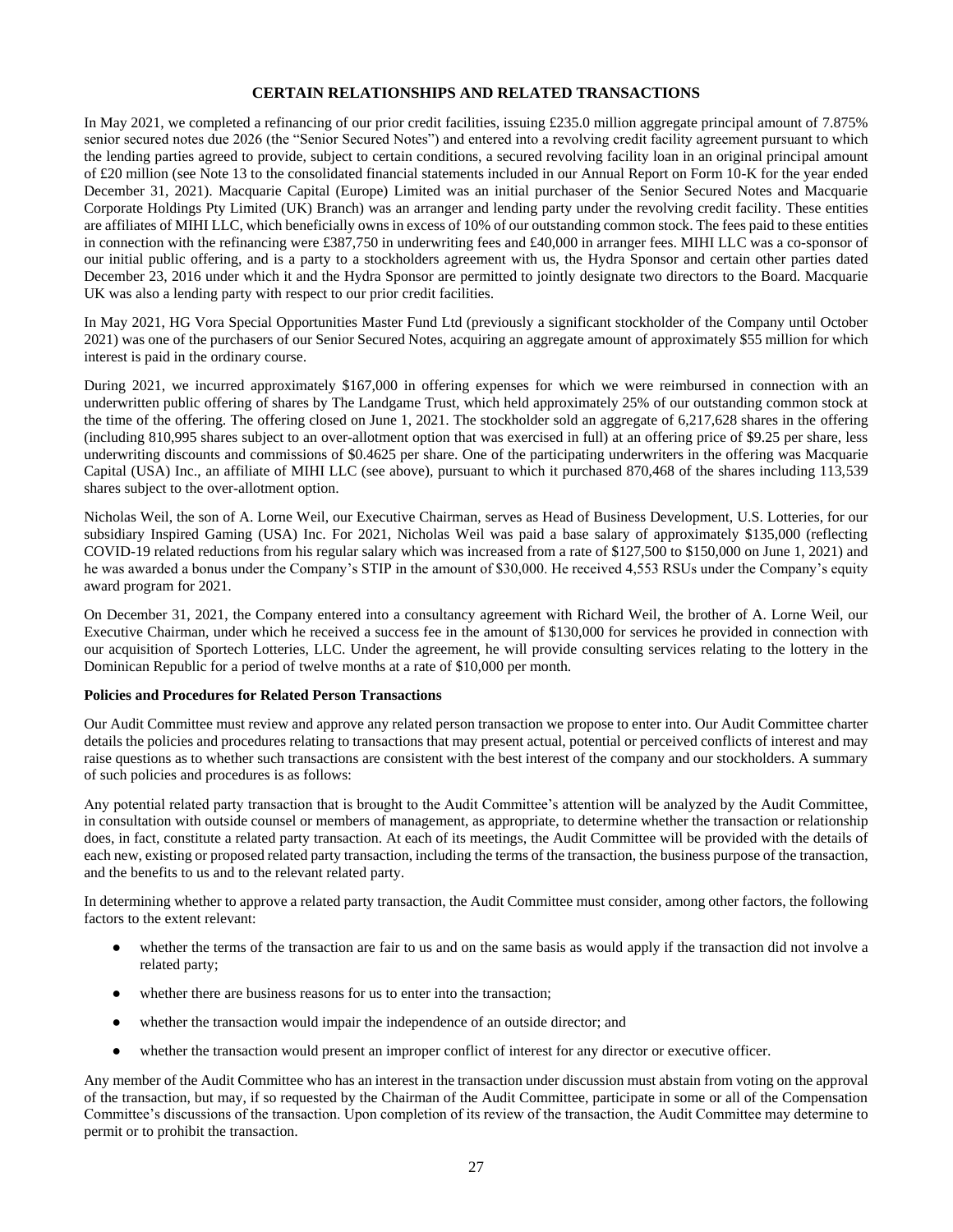## CERTAIN RELATIONSHIPS AND RELATED TRANSACTIONS

In May 2021, we completed a refinancing of our prior credit facilities, issuing £235.0 million aggregate principal amount of 7.875% senior secured notes due 2026 (the "Senior Secured Notes") and entered into a revolving credit facility agreement pursuant to which the lending parties agreed to provide, subject to certain conditions, a secured revolving facility loan in an original principal amount of £20 million (see Note 13 to the consolidated financial statements included in our Annual Report on Form 10-K for the year ended December 31, 2021). Macquarie Capital (Europe) Limited was an initial purchaser of the Senior Secured Notes and Macquarie Corporate Holdings Pty Limited (UK) Branch) was an arranger and lending party under the revolving credit facility. These entities are affiliates of MIHI LLC, which beneficially owns in excess of 10% of our outstanding common stock. The fees paid to these entities in connection with the refinancing were £387,750 in underwriting fees and £40,000 in arranger fees. MIHI LLC was a co-sponsor of our initial public offering, and is a party to a stockholders agreement with us, the Hydra Sponsor and certain other parties dated December 23, 2016 under which it and the Hydra Sponsor are permitted to jointly designate two directors to the Board. Macquarie UK was also a lending party with respect to our prior credit facilities.

In May 2021, HG Vora Special Opportunities Master Fund Ltd (previously a significant stockholder of the Company until October 2021) was one of the purchasers of our Senior Secured Notes, acquiring an aggregate amount of approximately $55 million for which interest is paid in the ordinary course.

During 2021, we incurred approximately $167,000 in offering expenses for which we were reimbursed in connection with an underwritten public offering of shares by The Landgame Trust, which held approximately 25% of our outstanding common stock at the time of the offering. The offering closed on June 1, 2021. The stockholder sold an aggregate of 6,217,628 shares in the offering (including 810,995 shares subject to an over-allotment option that was exercised in full) at an offering price of $9.25 per share, less underwriting discounts and commissions of $0.4625 per share. One of the participating underwriters in the offering was Macquarie Capital (USA) Inc., an affiliate of MIHI LLC (see above), pursuant to which it purchased 870,468 of the shares including 113,539 shares subject to the over-allotment option.

Nicholas Weil, the son of A. Lorne Weil, our Executive Chairman, serves as Head of Business Development, U.S. Lotteries, for our subsidiary Inspired Gaming (USA) Inc. For 2021, Nicholas Weil was paid a base salary of approximately $135,000 (reflecting COVID-19 related reductions from his regular salary which was increased from a rate of $127,500 to $150,000 on June 1, 2021) and he was awarded a bonus under the Company's STIP in the amount of $30,000. He received 4,553 RSUs under the Company's equity award program for 2021.

On December 31, 2021, the Company entered into a consultancy agreement with Richard Weil, the brother of A. Lorne Weil, our Executive Chairman, under which he received a success fee in the amount of $130,000 for services he provided in connection with our acquisition of Sportech Lotteries, LLC. Under the agreement, he will provide consulting services relating to the lottery in the Dominican Republic for a period of twelve months at a rate of $10,000 per month.

**Policies and Procedures for Related Person Transactions**

Our Audit Committee must review and approve any related person transaction we propose to enter into. Our Audit Committee charter details the policies and procedures relating to transactions that may present actual, potential or perceived conflicts of interest and may raise questions as to whether such transactions are consistent with the best interest of the company and our stockholders. A summary of such policies and procedures is as follows:

Any potential related party transaction that is brought to the Audit Committee's attention will be analyzed by the Audit Committee, in consultation with outside counsel or members of management, as appropriate, to determine whether the transaction or relationship does, in fact, constitute a related party transaction. At each of its meetings, the Audit Committee will be provided with the details of each new, existing or proposed related party transaction, including the terms of the transaction, the business purpose of the transaction, and the benefits to us and to the relevant related party.

In determining whether to approve a related party transaction, the Audit Committee must consider, among other factors, the following factors to the extent relevant:

- whether the terms of the transaction are fair to us and on the same basis as would apply if the transaction did not involve a related party;
- whether there are business reasons for us to enter into the transaction;
- whether the transaction would impair the independence of an outside director; and
- whether the transaction would present an improper conflict of interest for any director or executive officer.

Any member of the Audit Committee who has an interest in the transaction under discussion must abstain from voting on the approval of the transaction, but may, if so requested by the Chairman of the Audit Committee, participate in some or all of the Compensation Committee's discussions of the transaction. Upon completion of its review of the transaction, the Audit Committee may determine to permit or to prohibit the transaction.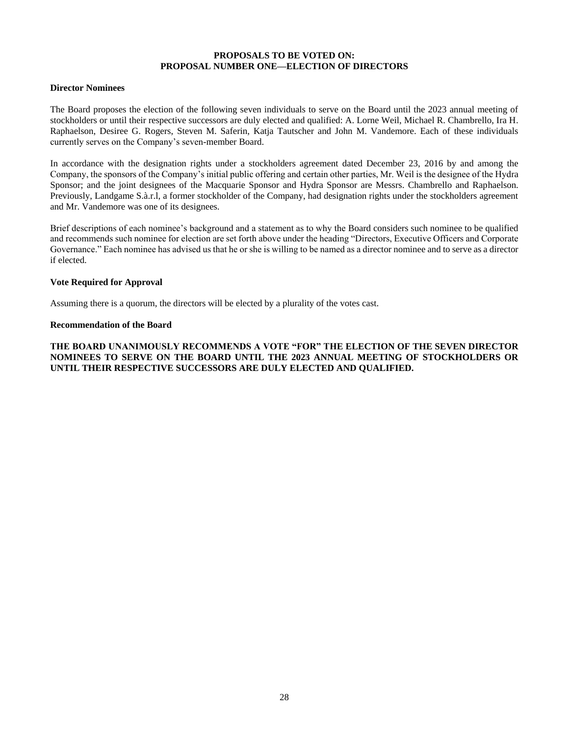## PROPOSALS TO BE VOTED ON: PROPOSAL NUMBER ONE—ELECTION OF DIRECTORS

### Director Nominees

The Board proposes the election of the following seven individuals to serve on the Board until the 2023 annual meeting of stockholders or until their respective successors are duly elected and qualified: A. Lorne Weil, Michael R. Chambrello, Ira H. Raphaelson, Desiree G. Rogers, Steven M. Saferin, Katja Tautscher and John M. Vandemore. Each of these individuals currently serves on the Company's seven-member Board.

In accordance with the designation rights under a stockholders agreement dated December 23, 2016 by and among the Company, the sponsors of the Company's initial public offering and certain other parties, Mr. Weil is the designee of the Hydra Sponsor; and the joint designees of the Macquarie Sponsor and Hydra Sponsor are Messrs. Chambrello and Raphaelson. Previously, Landgame S.à.r.l, a former stockholder of the Company, had designation rights under the stockholders agreement and Mr. Vandemore was one of its designees.

Brief descriptions of each nominee's background and a statement as to why the Board considers such nominee to be qualified and recommends such nominee for election are set forth above under the heading "Directors, Executive Officers and Corporate Governance." Each nominee has advised us that he or she is willing to be named as a director nominee and to serve as a director if elected.

### Vote Required for Approval

Assuming there is a quorum, the directors will be elected by a plurality of the votes cast.

### Recommendation of the Board

**THE BOARD UNANIMOUSLY RECOMMENDS A VOTE "FOR" THE ELECTION OF THE SEVEN DIRECTOR NOMINEES TO SERVE ON THE BOARD UNTIL THE 2023 ANNUAL MEETING OF STOCKHOLDERS OR UNTIL THEIR RESPECTIVE SUCCESSORS ARE DULY ELECTED AND QUALIFIED.**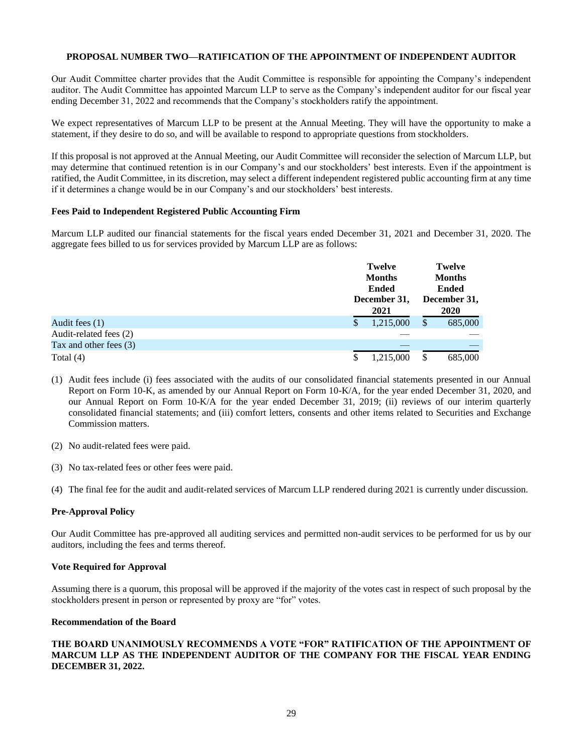## PROPOSAL NUMBER TWO—RATIFICATION OF THE APPOINTMENT OF INDEPENDENT AUDITOR

Our Audit Committee charter provides that the Audit Committee is responsible for appointing the Company's independent auditor. The Audit Committee has appointed Marcum LLP to serve as the Company's independent auditor for our fiscal year ending December 31, 2022 and recommends that the Company's stockholders ratify the appointment.

We expect representatives of Marcum LLP to be present at the Annual Meeting. They will have the opportunity to make a statement, if they desire to do so, and will be available to respond to appropriate questions from stockholders.

If this proposal is not approved at the Annual Meeting, our Audit Committee will reconsider the selection of Marcum LLP, but may determine that continued retention is in our Company's and our stockholders' best interests. Even if the appointment is ratified, the Audit Committee, in its discretion, may select a different independent registered public accounting firm at any time if it determines a change would be in our Company's and our stockholders' best interests.

### Fees Paid to Independent Registered Public Accounting Firm

Marcum LLP audited our financial statements for the fiscal years ended December 31, 2021 and December 31, 2020. The aggregate fees billed to us for services provided by Marcum LLP are as follows:

| | Twelve Months Ended December 31, 2021 | Twelve Months Ended December 31, 2020 |
|---|---|---|
| Audit fees (1) | $ 1,215,000 | $ 685,000 |
| Audit-related fees (2) | — | — |
| Tax and other fees (3) | — | — |
| Total (4) | $ 1,215,000 | $ 685,000 |

(1) Audit fees include (i) fees associated with the audits of our consolidated financial statements presented in our Annual Report on Form 10-K, as amended by our Annual Report on Form 10-K/A, for the year ended December 31, 2020, and our Annual Report on Form 10-K/A for the year ended December 31, 2019; (ii) reviews of our interim quarterly consolidated financial statements; and (iii) comfort letters, consents and other items related to Securities and Exchange Commission matters.

(2) No audit-related fees were paid.

(3) No tax-related fees or other fees were paid.

(4) The final fee for the audit and audit-related services of Marcum LLP rendered during 2021 is currently under discussion.

### Pre-Approval Policy

Our Audit Committee has pre-approved all auditing services and permitted non-audit services to be performed for us by our auditors, including the fees and terms thereof.

### Vote Required for Approval

Assuming there is a quorum, this proposal will be approved if the majority of the votes cast in respect of such proposal by the stockholders present in person or represented by proxy are "for" votes.

### Recommendation of the Board

**THE BOARD UNANIMOUSLY RECOMMENDS A VOTE "FOR" RATIFICATION OF THE APPOINTMENT OF MARCUM LLP AS THE INDEPENDENT AUDITOR OF THE COMPANY FOR THE FISCAL YEAR ENDING DECEMBER 31, 2022.**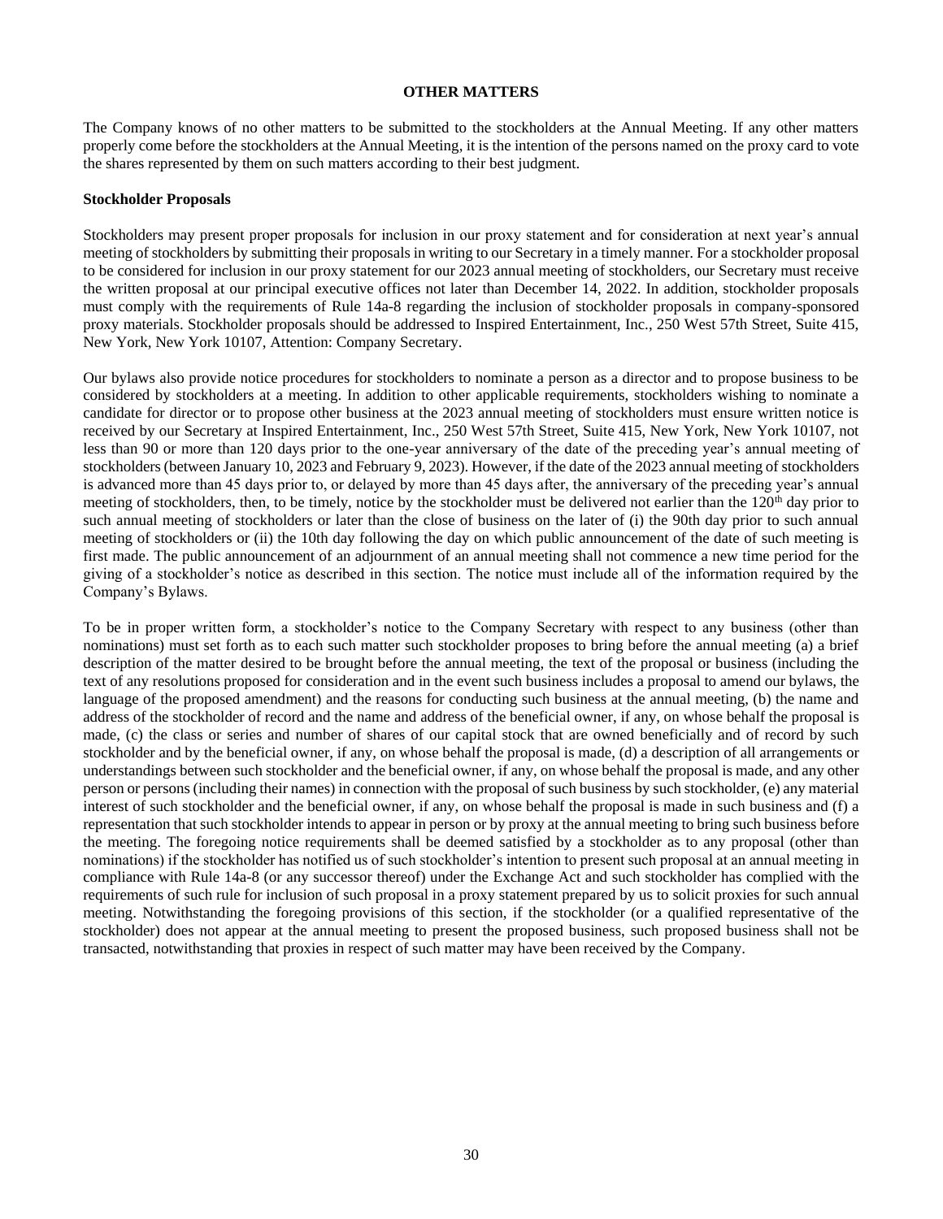## OTHER MATTERS

The Company knows of no other matters to be submitted to the stockholders at the Annual Meeting. If any other matters properly come before the stockholders at the Annual Meeting, it is the intention of the persons named on the proxy card to vote the shares represented by them on such matters according to their best judgment.

**Stockholder Proposals**

Stockholders may present proper proposals for inclusion in our proxy statement and for consideration at next year's annual meeting of stockholders by submitting their proposals in writing to our Secretary in a timely manner. For a stockholder proposal to be considered for inclusion in our proxy statement for our 2023 annual meeting of stockholders, our Secretary must receive the written proposal at our principal executive offices not later than December 14, 2022. In addition, stockholder proposals must comply with the requirements of Rule 14a-8 regarding the inclusion of stockholder proposals in company-sponsored proxy materials. Stockholder proposals should be addressed to Inspired Entertainment, Inc., 250 West 57th Street, Suite 415, New York, New York 10107, Attention: Company Secretary.

Our bylaws also provide notice procedures for stockholders to nominate a person as a director and to propose business to be considered by stockholders at a meeting. In addition to other applicable requirements, stockholders wishing to nominate a candidate for director or to propose other business at the 2023 annual meeting of stockholders must ensure written notice is received by our Secretary at Inspired Entertainment, Inc., 250 West 57th Street, Suite 415, New York, New York 10107, not less than 90 or more than 120 days prior to the one-year anniversary of the date of the preceding year's annual meeting of stockholders (between January 10, 2023 and February 9, 2023). However, if the date of the 2023 annual meeting of stockholders is advanced more than 45 days prior to, or delayed by more than 45 days after, the anniversary of the preceding year's annual meeting of stockholders, then, to be timely, notice by the stockholder must be delivered not earlier than the 120th day prior to such annual meeting of stockholders or later than the close of business on the later of (i) the 90th day prior to such annual meeting of stockholders or (ii) the 10th day following the day on which public announcement of the date of such meeting is first made. The public announcement of an adjournment of an annual meeting shall not commence a new time period for the giving of a stockholder's notice as described in this section. The notice must include all of the information required by the Company's Bylaws.

To be in proper written form, a stockholder's notice to the Company Secretary with respect to any business (other than nominations) must set forth as to each such matter such stockholder proposes to bring before the annual meeting (a) a brief description of the matter desired to be brought before the annual meeting, the text of the proposal or business (including the text of any resolutions proposed for consideration and in the event such business includes a proposal to amend our bylaws, the language of the proposed amendment) and the reasons for conducting such business at the annual meeting, (b) the name and address of the stockholder of record and the name and address of the beneficial owner, if any, on whose behalf the proposal is made, (c) the class or series and number of shares of our capital stock that are owned beneficially and of record by such stockholder and by the beneficial owner, if any, on whose behalf the proposal is made, (d) a description of all arrangements or understandings between such stockholder and the beneficial owner, if any, on whose behalf the proposal is made, and any other person or persons (including their names) in connection with the proposal of such business by such stockholder, (e) any material interest of such stockholder and the beneficial owner, if any, on whose behalf the proposal is made in such business and (f) a representation that such stockholder intends to appear in person or by proxy at the annual meeting to bring such business before the meeting. The foregoing notice requirements shall be deemed satisfied by a stockholder as to any proposal (other than nominations) if the stockholder has notified us of such stockholder's intention to present such proposal at an annual meeting in compliance with Rule 14a-8 (or any successor thereof) under the Exchange Act and such stockholder has complied with the requirements of such rule for inclusion of such proposal in a proxy statement prepared by us to solicit proxies for such annual meeting. Notwithstanding the foregoing provisions of this section, if the stockholder (or a qualified representative of the stockholder) does not appear at the annual meeting to present the proposed business, such proposed business shall not be transacted, notwithstanding that proxies in respect of such matter may have been received by the Company.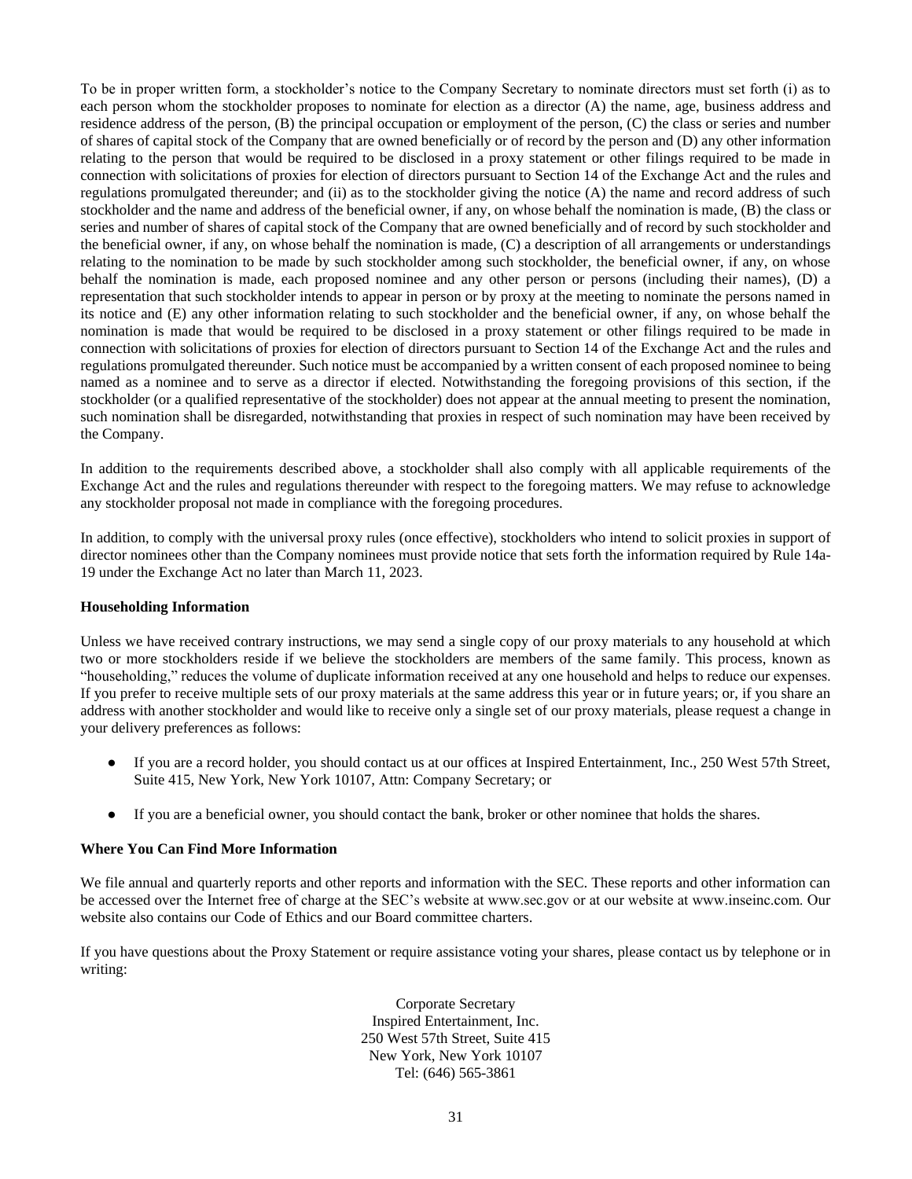To be in proper written form, a stockholder's notice to the Company Secretary to nominate directors must set forth (i) as to each person whom the stockholder proposes to nominate for election as a director (A) the name, age, business address and residence address of the person, (B) the principal occupation or employment of the person, (C) the class or series and number of shares of capital stock of the Company that are owned beneficially or of record by the person and (D) any other information relating to the person that would be required to be disclosed in a proxy statement or other filings required to be made in connection with solicitations of proxies for election of directors pursuant to Section 14 of the Exchange Act and the rules and regulations promulgated thereunder; and (ii) as to the stockholder giving the notice (A) the name and record address of such stockholder and the name and address of the beneficial owner, if any, on whose behalf the nomination is made, (B) the class or series and number of shares of capital stock of the Company that are owned beneficially and of record by such stockholder and the beneficial owner, if any, on whose behalf the nomination is made, (C) a description of all arrangements or understandings relating to the nomination to be made by such stockholder among such stockholder, the beneficial owner, if any, on whose behalf the nomination is made, each proposed nominee and any other person or persons (including their names), (D) a representation that such stockholder intends to appear in person or by proxy at the meeting to nominate the persons named in its notice and (E) any other information relating to such stockholder and the beneficial owner, if any, on whose behalf the nomination is made that would be required to be disclosed in a proxy statement or other filings required to be made in connection with solicitations of proxies for election of directors pursuant to Section 14 of the Exchange Act and the rules and regulations promulgated thereunder. Such notice must be accompanied by a written consent of each proposed nominee to being named as a nominee and to serve as a director if elected. Notwithstanding the foregoing provisions of this section, if the stockholder (or a qualified representative of the stockholder) does not appear at the annual meeting to present the nomination, such nomination shall be disregarded, notwithstanding that proxies in respect of such nomination may have been received by the Company.

In addition to the requirements described above, a stockholder shall also comply with all applicable requirements of the Exchange Act and the rules and regulations thereunder with respect to the foregoing matters. We may refuse to acknowledge any stockholder proposal not made in compliance with the foregoing procedures.

In addition, to comply with the universal proxy rules (once effective), stockholders who intend to solicit proxies in support of director nominees other than the Company nominees must provide notice that sets forth the information required by Rule 14a-19 under the Exchange Act no later than March 11, 2023.

**Householding Information**

Unless we have received contrary instructions, we may send a single copy of our proxy materials to any household at which two or more stockholders reside if we believe the stockholders are members of the same family. This process, known as "householding," reduces the volume of duplicate information received at any one household and helps to reduce our expenses. If you prefer to receive multiple sets of our proxy materials at the same address this year or in future years; or, if you share an address with another stockholder and would like to receive only a single set of our proxy materials, please request a change in your delivery preferences as follows:

- If you are a record holder, you should contact us at our offices at Inspired Entertainment, Inc., 250 West 57th Street, Suite 415, New York, New York 10107, Attn: Company Secretary; or
- If you are a beneficial owner, you should contact the bank, broker or other nominee that holds the shares.

**Where You Can Find More Information**

We file annual and quarterly reports and other reports and information with the SEC. These reports and other information can be accessed over the Internet free of charge at the SEC's website at www.sec.gov or at our website at www.inseinc.com. Our website also contains our Code of Ethics and our Board committee charters.

If you have questions about the Proxy Statement or require assistance voting your shares, please contact us by telephone or in writing:

Corporate Secretary
Inspired Entertainment, Inc.
250 West 57th Street, Suite 415
New York, New York 10107
Tel: (646) 565-3861